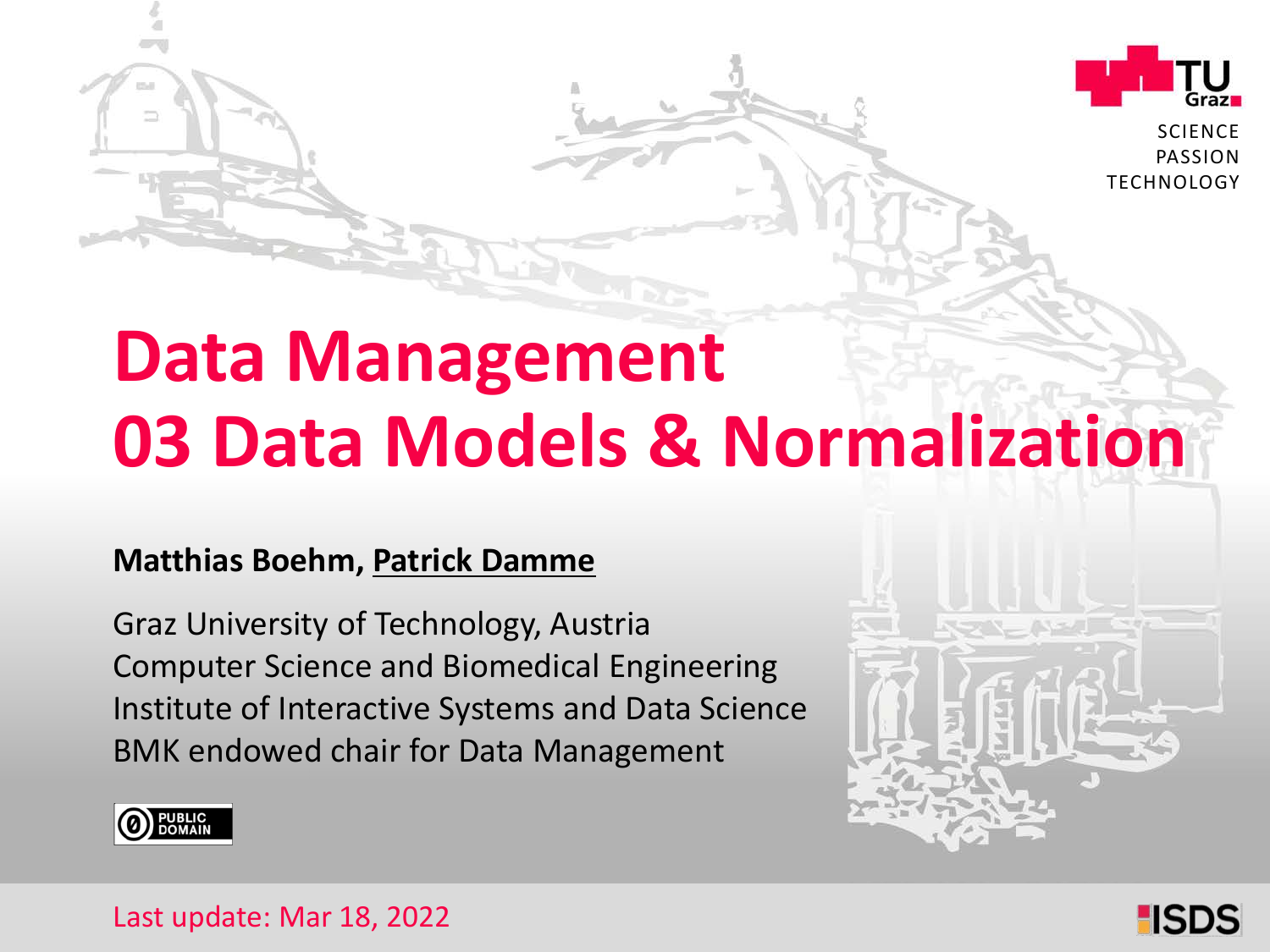# Data Management
# 03 Data Models & Normalization

**Matthias Boehm, Patrick Damme**

Graz University of Technology, Austria
Computer Science and Biomedical Engineering
Institute of Interactive Systems and Data Science
BMK endowed chair for Data Management

PUBLIC DOMAIN

Last update: Mar 18, 2022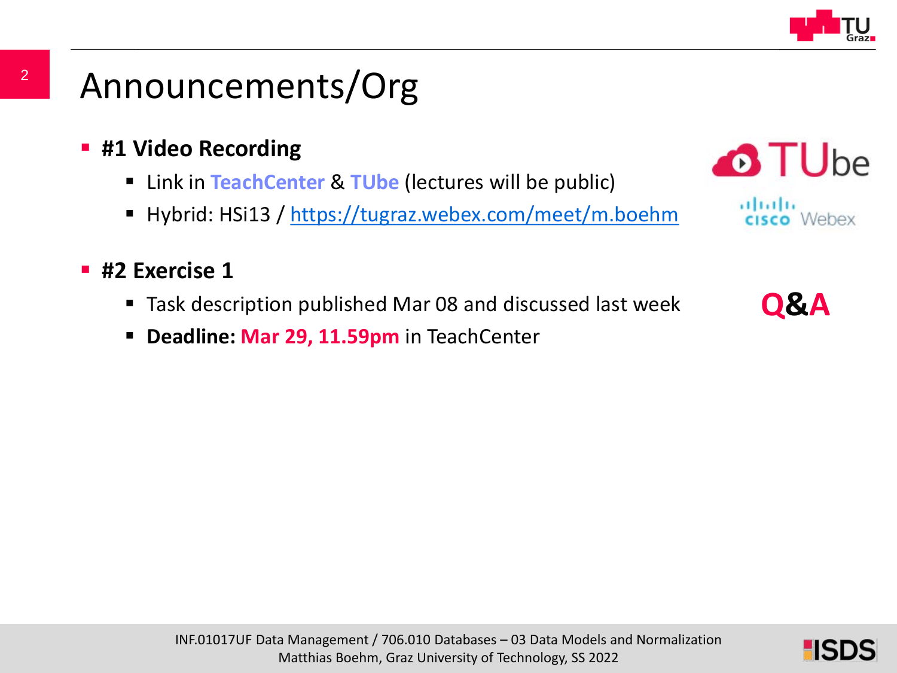# Announcements/Org

- **#1 Video Recording**
  - Link in **TeachCenter** & **TUbe** (lectures will be public)
  - Hybrid: HSi13 / https://tugraz.webex.com/meet/m.boehm

- **#2 Exercise 1**
  - Task description published Mar 08 and discussed last week
  - **Deadline: Mar 29, 11.59pm** in TeachCenter

**Q&A**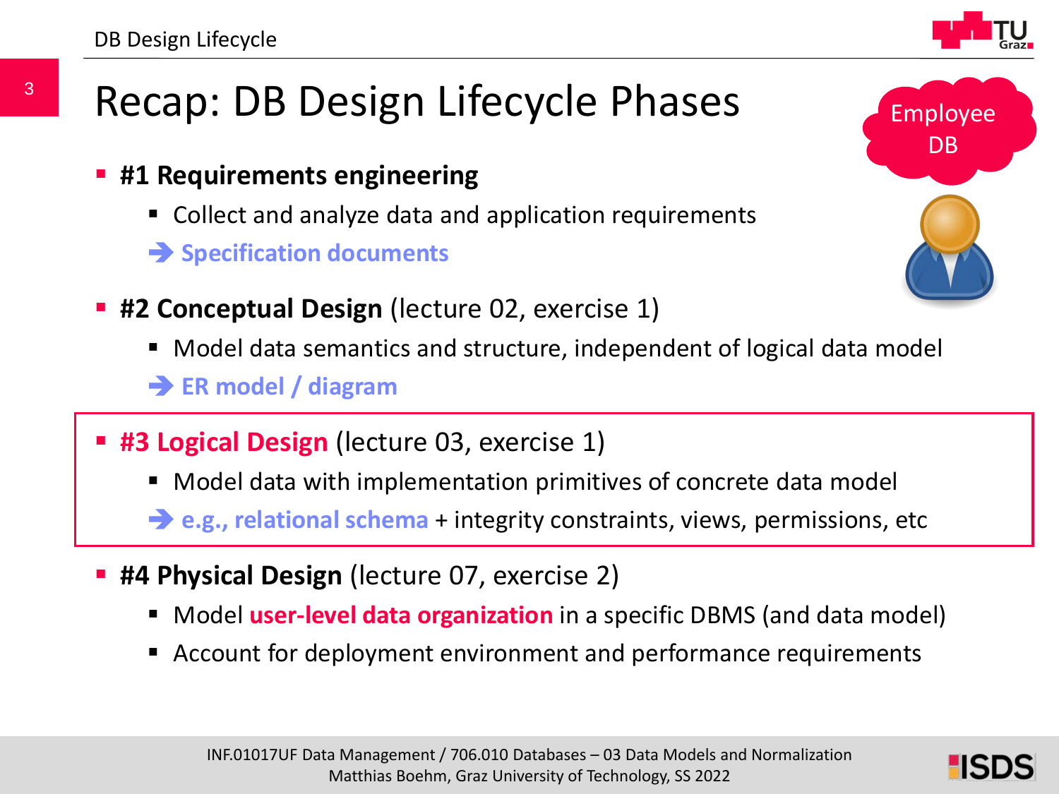# Recap: DB Design Lifecycle Phases

Employee DB

- **#1 Requirements engineering**
  - Collect and analyze data and application requirements
  
  → **Specification documents**

- **#2 Conceptual Design** (lecture 02, exercise 1)
  - Model data semantics and structure, independent of logical data model
  
  → **ER model / diagram**

- **#3 Logical Design** (lecture 03, exercise 1)
  - Model data with implementation primitives of concrete data model
  
  → **e.g., relational schema** + integrity constraints, views, permissions, etc

- **#4 Physical Design** (lecture 07, exercise 2)
  - Model **user-level data organization** in a specific DBMS (and data model)
  - Account for deployment environment and performance requirements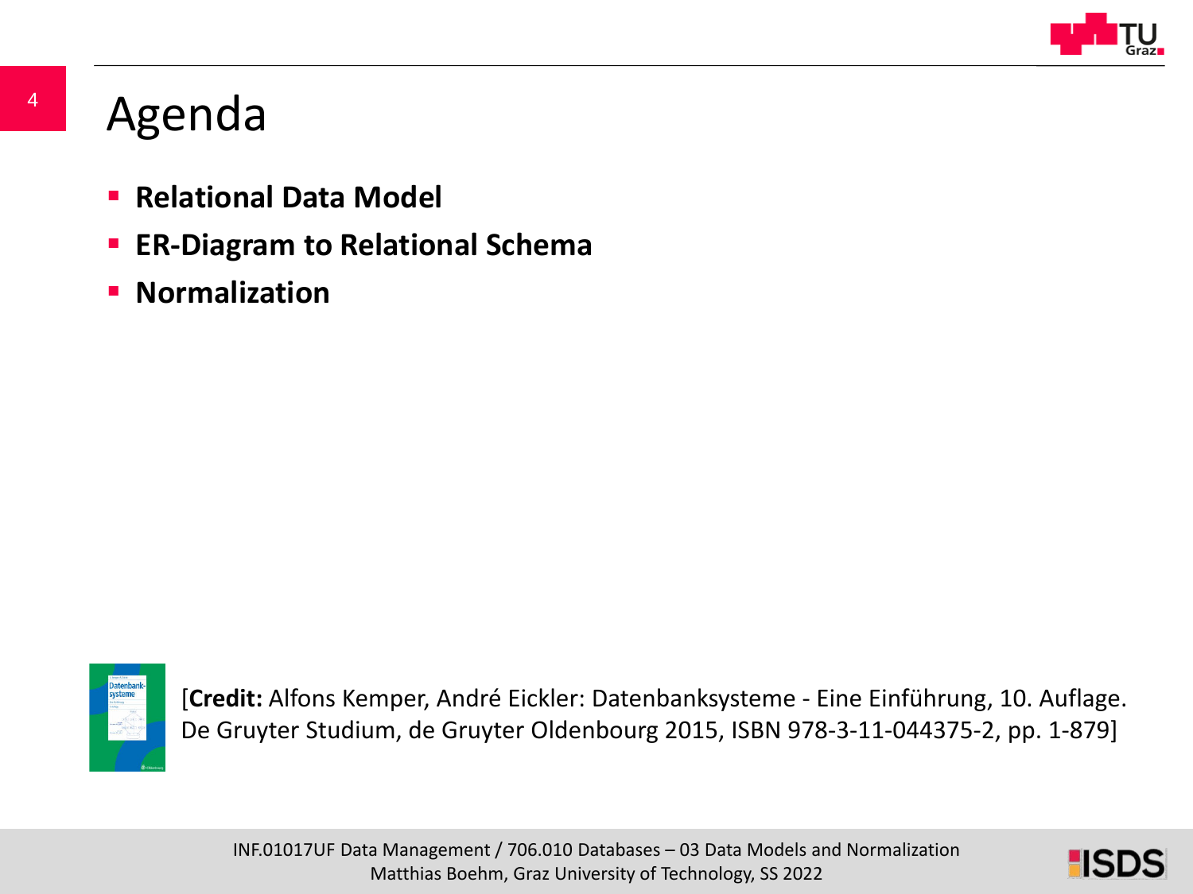# Agenda

- **Relational Data Model**
- **ER-Diagram to Relational Schema**
- **Normalization**

[**Credit:** Alfons Kemper, André Eickler: Datenbanksysteme - Eine Einführung, 10. Auflage. De Gruyter Studium, de Gruyter Oldenbourg 2015, ISBN 978-3-11-044375-2, pp. 1-879]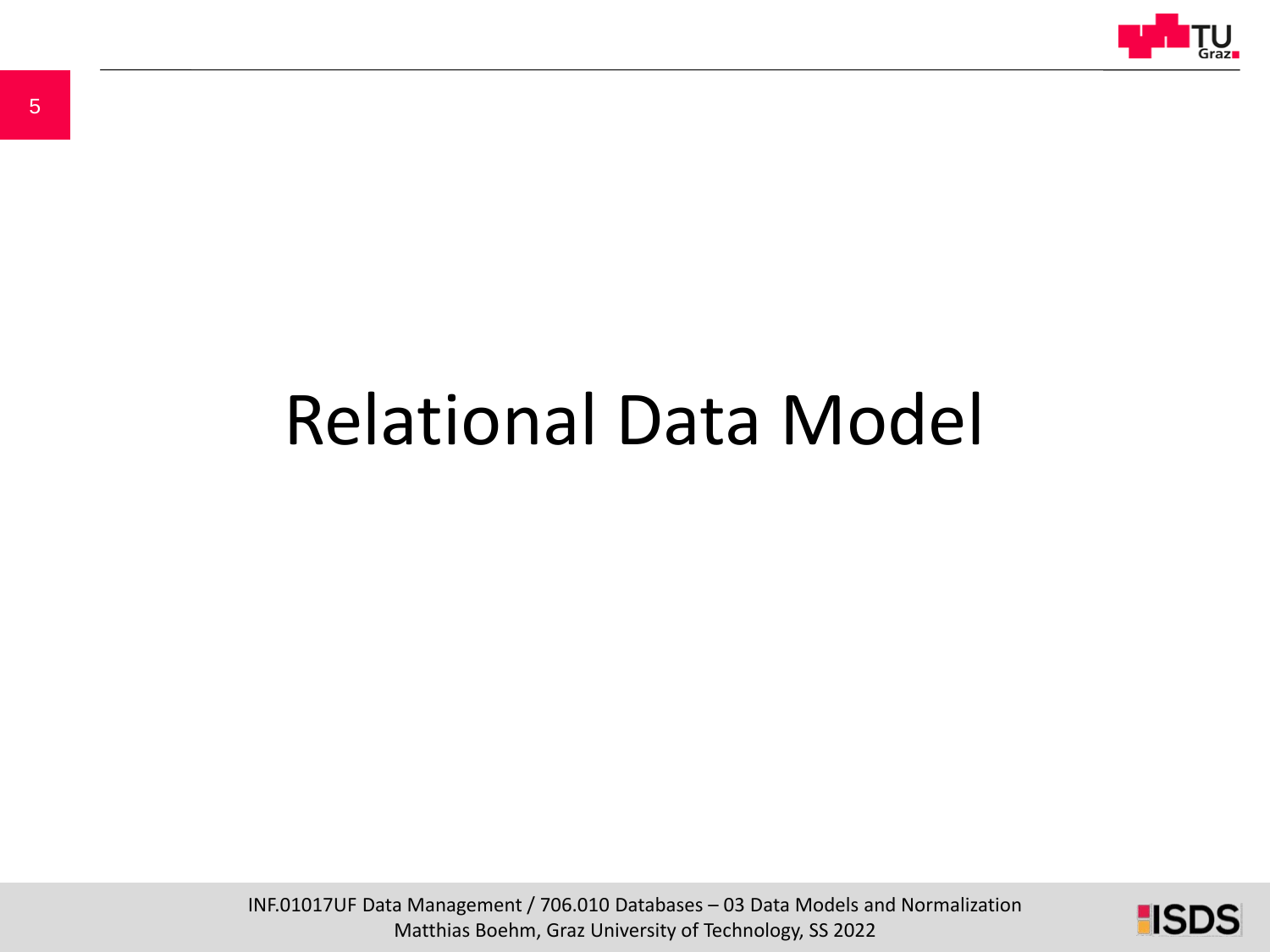# Relational Data Model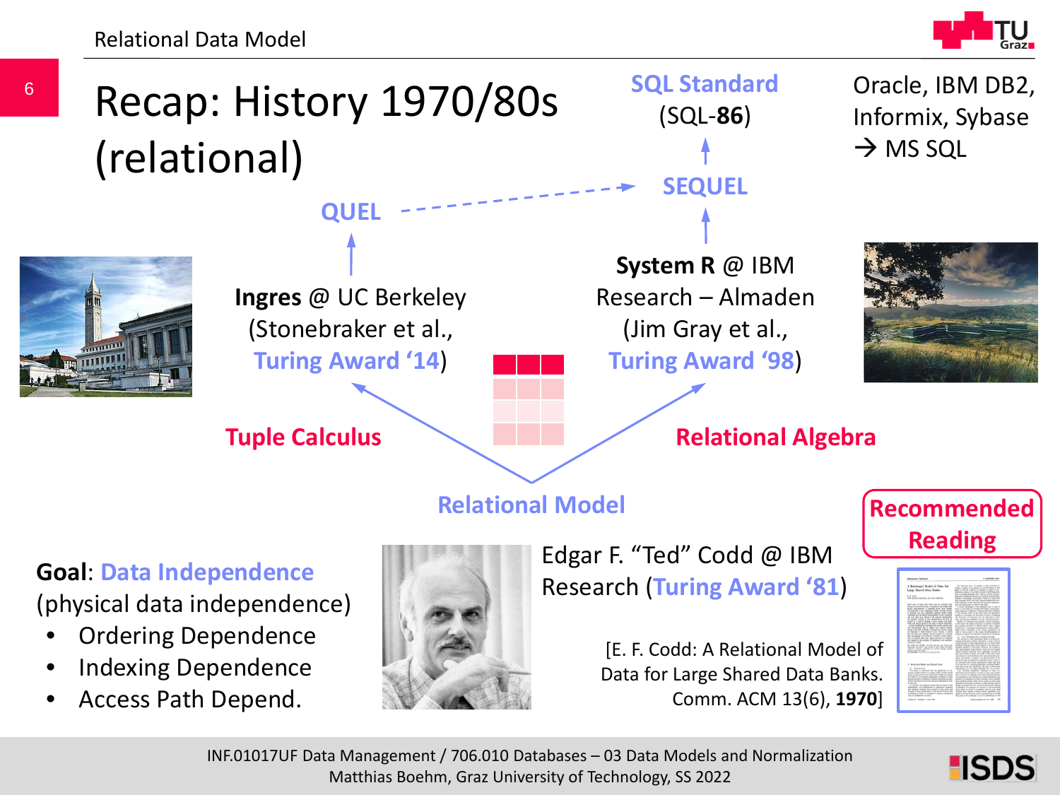# Recap: History 1970/80s (relational)

SQL Standard (SQL-**86**)

Oracle, IBM DB2, Informix, Sybase → MS SQL

SEQUEL

QUEL

**Ingres** @ UC Berkeley (Stonebraker et al., Turing Award '14)

**System R** @ IBM Research – Almaden (Jim Gray et al., Turing Award '98)

Tuple Calculus

Relational Algebra

Relational Model

**Goal**: Data Independence (physical data independence)

- Ordering Dependence
- Indexing Dependence
- Access Path Depend.

Edgar F. "Ted" Codd @ IBM Research (Turing Award '81)

Recommended Reading

[E. F. Codd: A Relational Model of Data for Large Shared Data Banks. Comm. ACM 13(6), **1970**]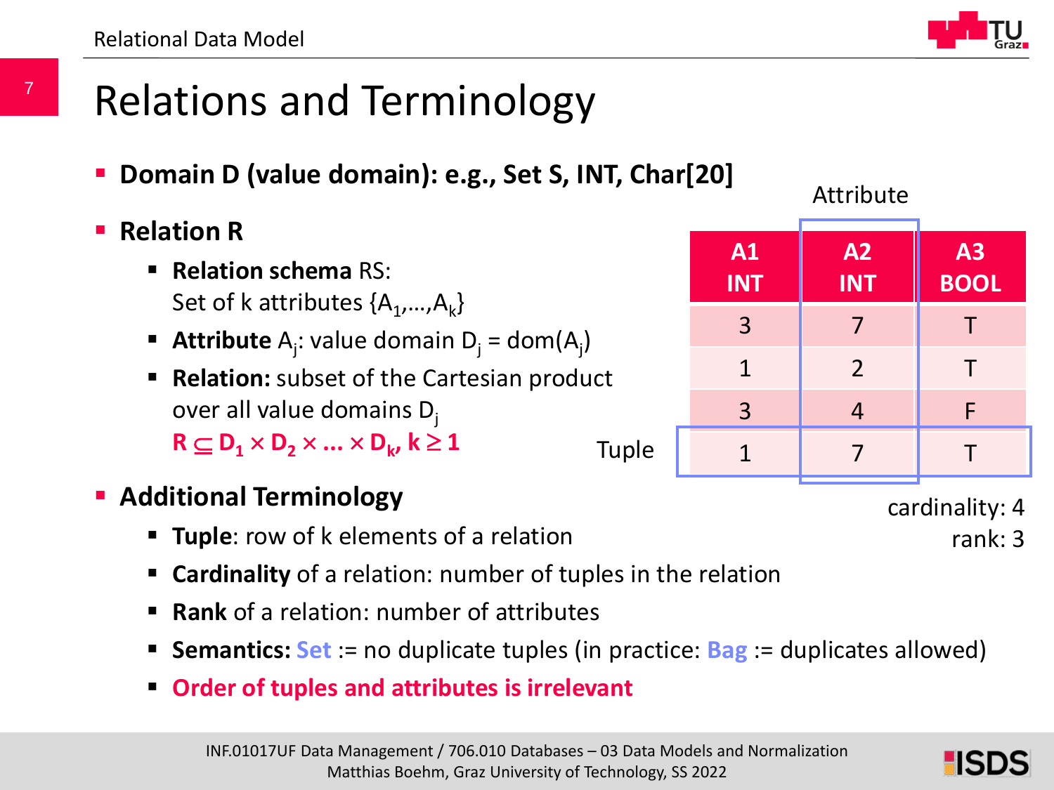# Relations and Terminology

- **Domain D (value domain): e.g., Set S, INT, Char[20]**
- **Relation R**
  - **Relation schema** RS: Set of k attributes $\{A_1,\ldots,A_k\}$
  - **Attribute** $A_j$: value domain $D_j = \text{dom}(A_j)$
  - **Relation:** subset of the Cartesian product over all value domains $D_j$
    $\mathbf{R \subseteq D_1 \times D_2 \times \ldots \times D_k,\ k \geq 1}$

Attribute

| A1 INT | A2 INT | A3 BOOL |
|---|---|---|
| 3 | 7 | T |
| 1 | 2 | T |
| 3 | 4 | F |
| 1 | 7 | T |

Tuple

cardinality: 4
rank: 3

- **Additional Terminology**
  - **Tuple**: row of k elements of a relation
  - **Cardinality** of a relation: number of tuples in the relation
  - **Rank** of a relation: number of attributes
  - **Semantics:** **Set** := no duplicate tuples (in practice: **Bag** := duplicates allowed)
  - **Order of tuples and attributes is irrelevant**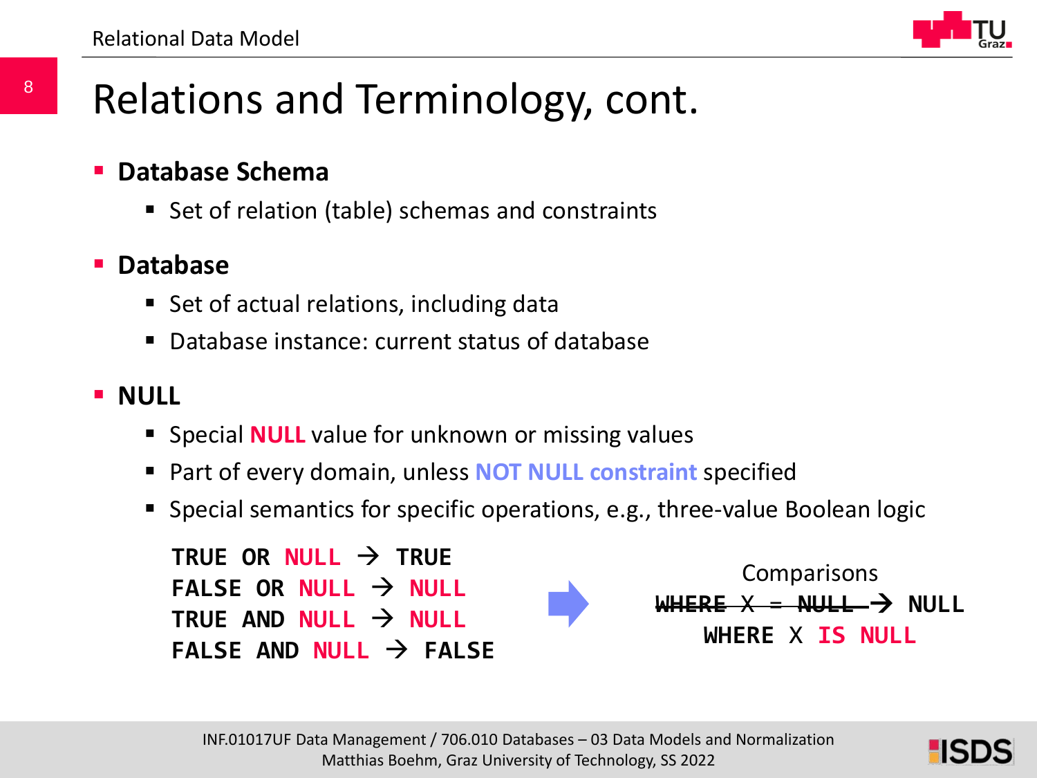# Relations and Terminology, cont.

- **Database Schema**
  - Set of relation (table) schemas and constraints
- **Database**
  - Set of actual relations, including data
  - Database instance: current status of database
- **NULL**
  - Special **NULL** value for unknown or missing values
  - Part of every domain, unless **NOT NULL constraint** specified
  - Special semantics for specific operations, e.g., three-value Boolean logic

```
TRUE OR NULL → TRUE
FALSE OR NULL → NULL
TRUE AND NULL → NULL
FALSE AND NULL → FALSE
```

Comparisons

```
~~WHERE X = NULL~~ → NULL
WHERE X IS NULL
```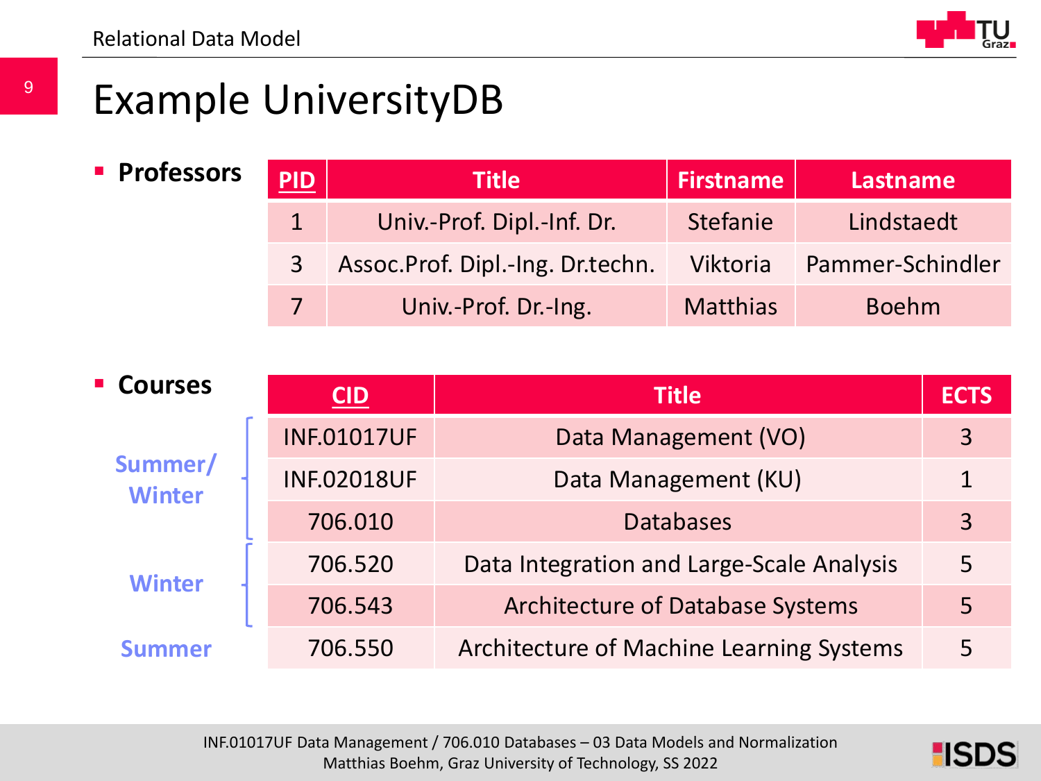# Example UniversityDB

- **Professors**

| PID | Title | Firstname | Lastname |
|---|---|---|---|
| 1 | Univ.-Prof. Dipl.-Inf. Dr. | Stefanie | Lindstaedt |
| 3 | Assoc.Prof. Dipl.-Ing. Dr.techn. | Viktoria | Pammer-Schindler |
| 7 | Univ.-Prof. Dr.-Ing. | Matthias | Boehm |

- **Courses**

| | CID | Title | ECTS |
|---|---|---|---|
| Summer/ Winter | INF.01017UF | Data Management (VO) | 3 |
| | INF.02018UF | Data Management (KU) | 1 |
| | 706.010 | Databases | 3 |
| Winter | 706.520 | Data Integration and Large-Scale Analysis | 5 |
| | 706.543 | Architecture of Database Systems | 5 |
| Summer | 706.550 | Architecture of Machine Learning Systems | 5 |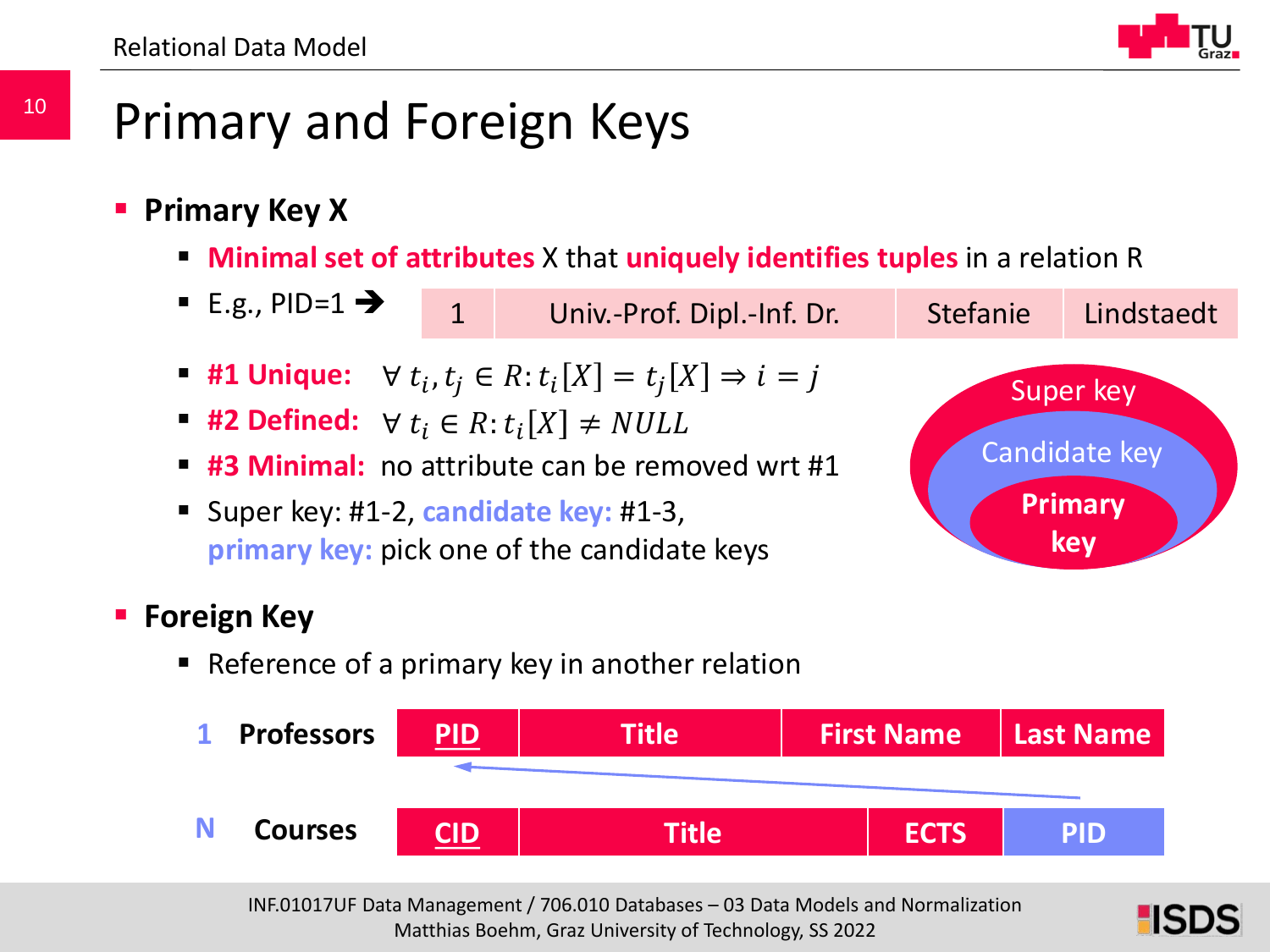# Primary and Foreign Keys

- **Primary Key X**
  - **Minimal set of attributes** X that **uniquely identifies tuples** in a relation R
  - E.g., PID=1 ➔

    | 1 | Univ.-Prof. Dipl.-Inf. Dr. | Stefanie | Lindstaedt |
    |---|---|---|---|

  - **#1 Unique:** $\forall\, t_i, t_j \in R: t_i[X] = t_j[X] \Rightarrow i = j$
  - **#2 Defined:** $\forall\, t_i \in R: t_i[X] \neq NULL$
  - **#3 Minimal:** no attribute can be removed wrt #1
  - Super key: #1-2, **candidate key:** #1-3, **primary key:** pick one of the candidate keys

Super key ⊃ Candidate key ⊃ Primary key

- **Foreign Key**
  - Reference of a primary key in another relation

**1 Professors**

| <u>PID</u> | Title | First Name | Last Name |
|---|---|---|---|

**N Courses**

| <u>CID</u> | Title | ECTS | PID |
|---|---|---|---|

(Courses.PID → Professors.PID)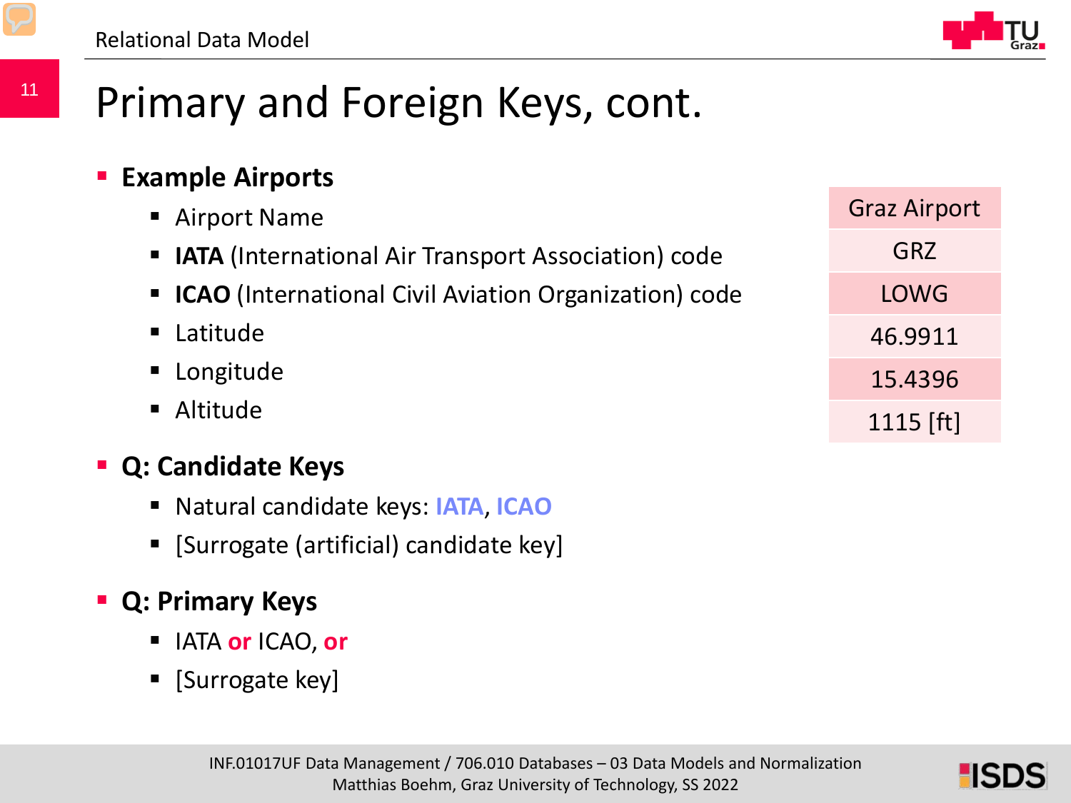# Primary and Foreign Keys, cont.

- **Example Airports**
  - Airport Name
  - **IATA** (International Air Transport Association) code
  - **ICAO** (International Civil Aviation Organization) code
  - Latitude
  - Longitude
  - Altitude

| Graz Airport |
| --- |
| GRZ |
| LOWG |
| 46.9911 |
| 15.4396 |
| 1115 [ft] |

- **Q: Candidate Keys**
  - Natural candidate keys: **IATA**, **ICAO**
  - [Surrogate (artificial) candidate key]

- **Q: Primary Keys**
  - IATA **or** ICAO, **or**
  - [Surrogate key]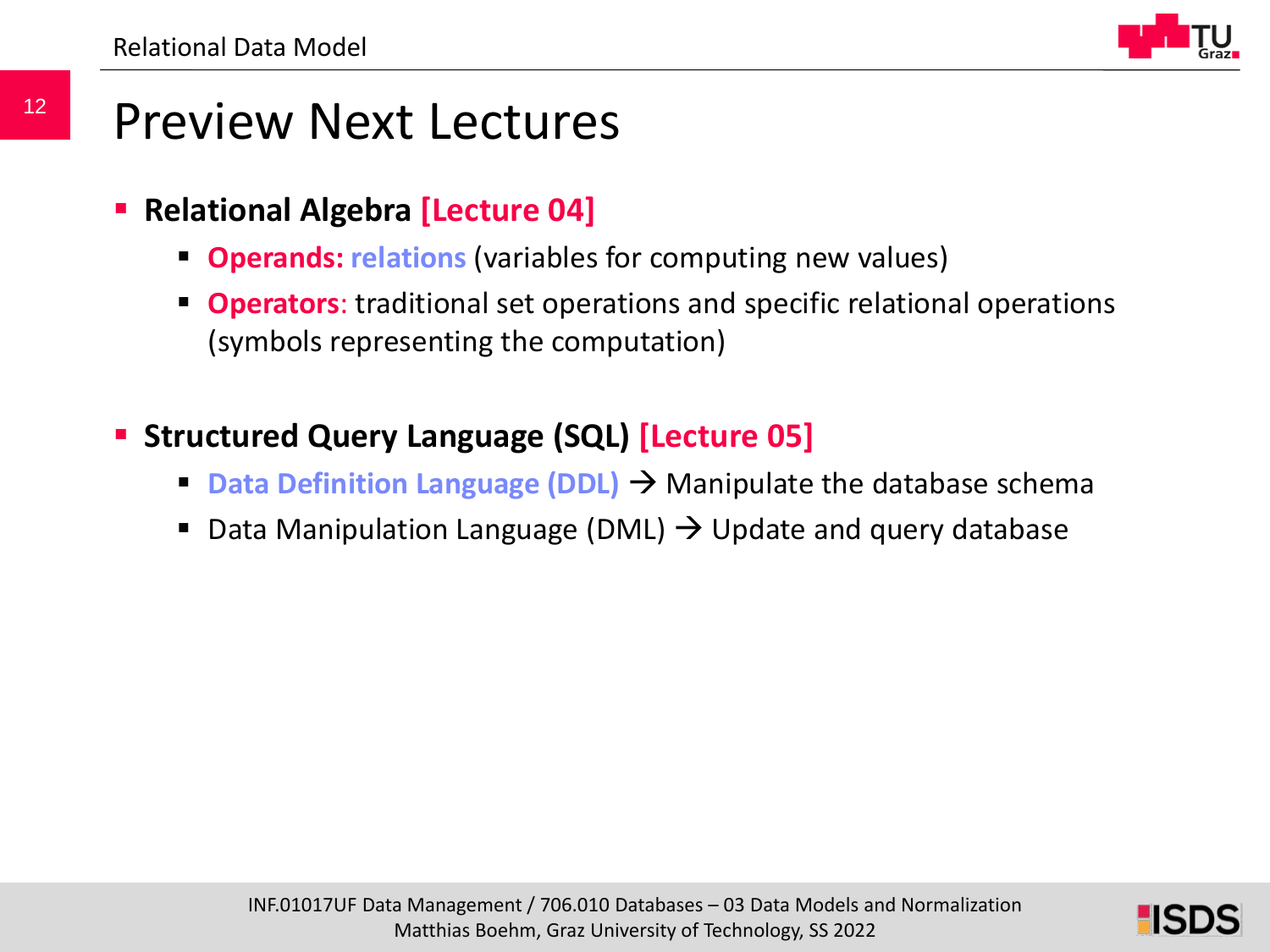# Preview Next Lectures

- **Relational Algebra [Lecture 04]**
  - **Operands: relations** (variables for computing new values)
  - **Operators**: traditional set operations and specific relational operations (symbols representing the computation)

- **Structured Query Language (SQL) [Lecture 05]**
  - **Data Definition Language (DDL)** → Manipulate the database schema
  - Data Manipulation Language (DML) → Update and query database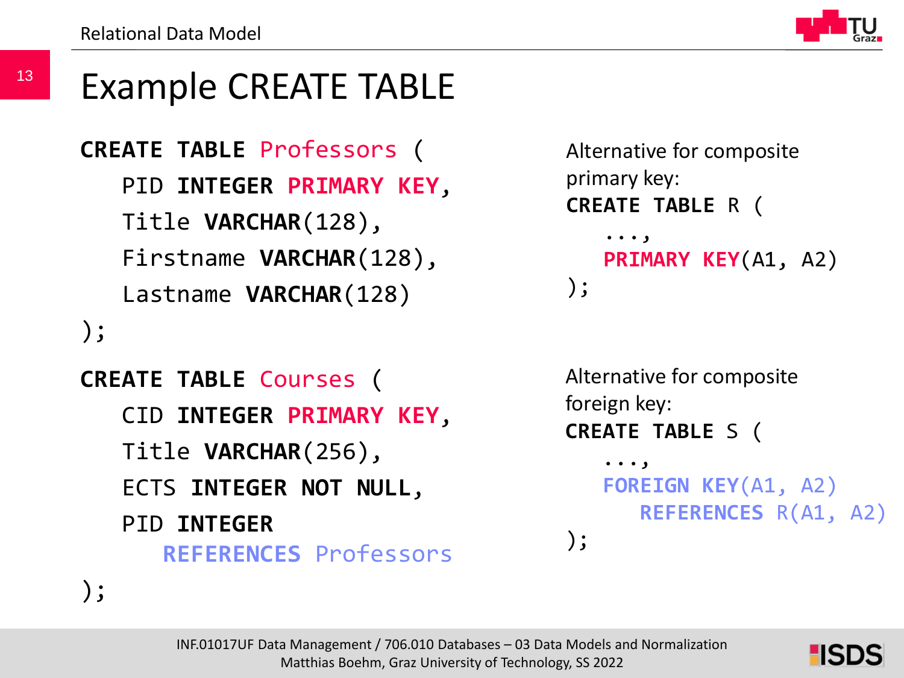# Example CREATE TABLE

```sql
CREATE TABLE Professors (
   PID INTEGER PRIMARY KEY,
   Title VARCHAR(128),
   Firstname VARCHAR(128),
   Lastname VARCHAR(128)
);
```

```sql
CREATE TABLE Courses (
   CID INTEGER PRIMARY KEY,
   Title VARCHAR(256),
   ECTS INTEGER NOT NULL,
   PID INTEGER
      REFERENCES Professors
);
```

Alternative for composite primary key:

```sql
CREATE TABLE R (
   ...,
   PRIMARY KEY(A1, A2)
);
```

Alternative for composite foreign key:

```sql
CREATE TABLE S (
   ...,
   FOREIGN KEY(A1, A2)
      REFERENCES R(A1, A2)
);
```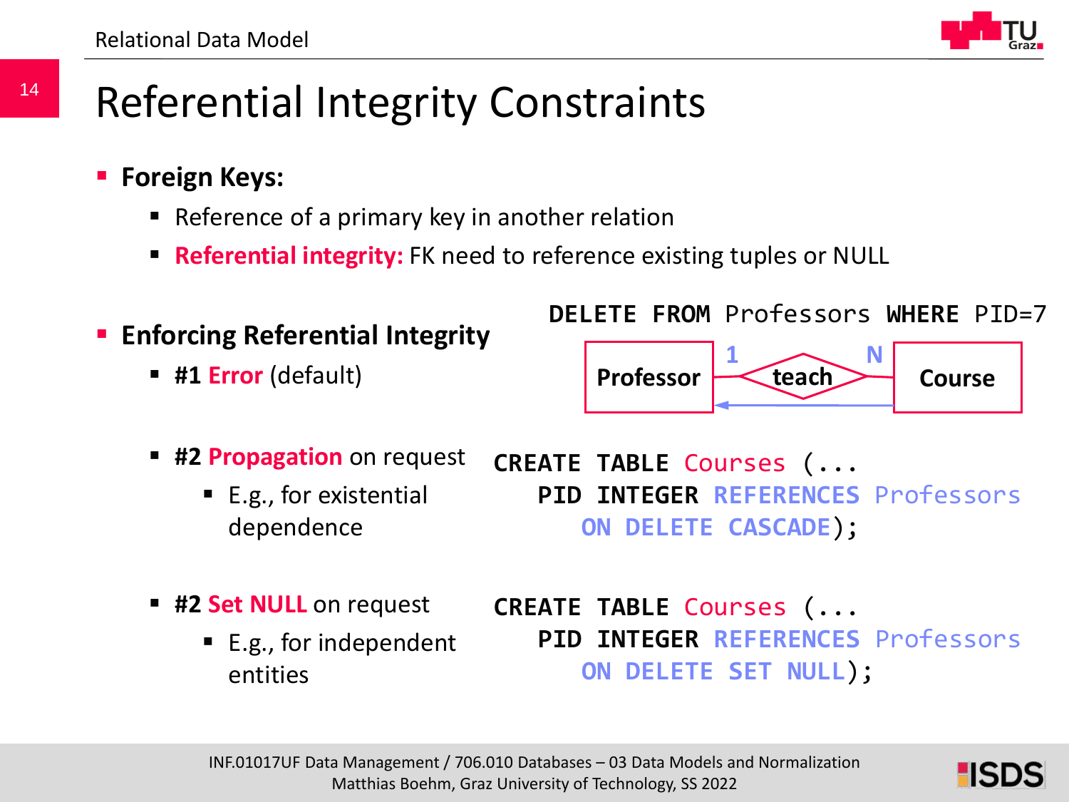# Referential Integrity Constraints

- **Foreign Keys:**
  - Reference of a primary key in another relation
  - **Referential integrity:** FK need to reference existing tuples or NULL

- **Enforcing Referential Integrity**
  - **#1 Error** (default)

```
DELETE FROM Professors WHERE PID=7
```

Professor — 1 — teach — N — Course

  - **#2 Propagation** on request
    - E.g., for existential dependence

```
CREATE TABLE Courses (...
   PID INTEGER REFERENCES Professors
      ON DELETE CASCADE);
```

  - **#2 Set NULL** on request
    - E.g., for independent entities

```
CREATE TABLE Courses (...
   PID INTEGER REFERENCES Professors
      ON DELETE SET NULL);
```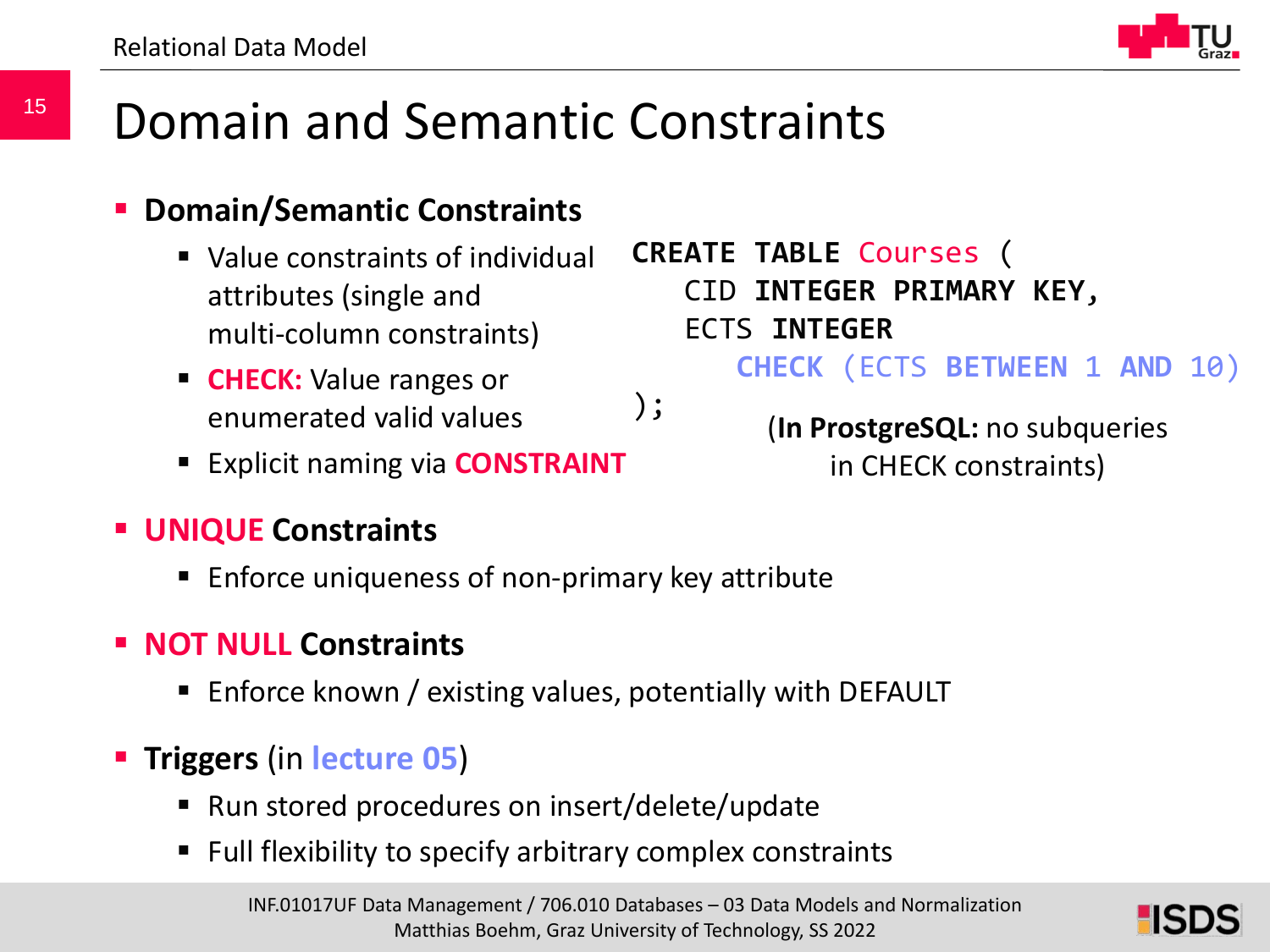# Domain and Semantic Constraints

- **Domain/Semantic Constraints**
  - Value constraints of individual attributes (single and multi-column constraints)
  - **CHECK:** Value ranges or enumerated valid values
  - Explicit naming via **CONSTRAINT**

```
CREATE TABLE Courses (
   CID INTEGER PRIMARY KEY,
   ECTS INTEGER
      CHECK (ECTS BETWEEN 1 AND 10)
);
```

(**In ProstgreSQL:** no subqueries in CHECK constraints)

- **UNIQUE Constraints**
  - Enforce uniqueness of non-primary key attribute

- **NOT NULL Constraints**
  - Enforce known / existing values, potentially with DEFAULT

- **Triggers** (in lecture 05)
  - Run stored procedures on insert/delete/update
  - Full flexibility to specify arbitrary complex constraints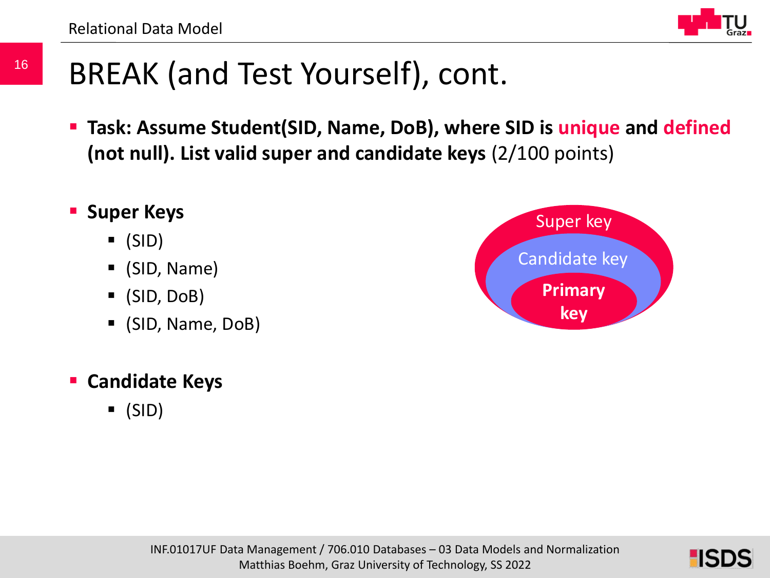# BREAK (and Test Yourself), cont.

- **Task: Assume Student(SID, Name, DoB), where SID is unique and defined (not null). List valid super and candidate keys** (2/100 points)

- **Super Keys**
  - (SID)
  - (SID, Name)
  - (SID, DoB)
  - (SID, Name, DoB)

- **Candidate Keys**
  - (SID)

Super key

Candidate key

**Primary key**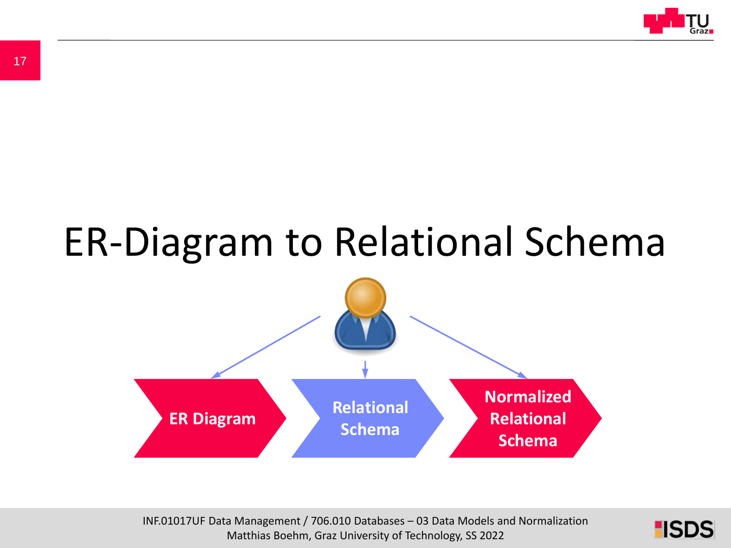# ER-Diagram to Relational Schema

ER Diagram → Relational Schema → Normalized Relational Schema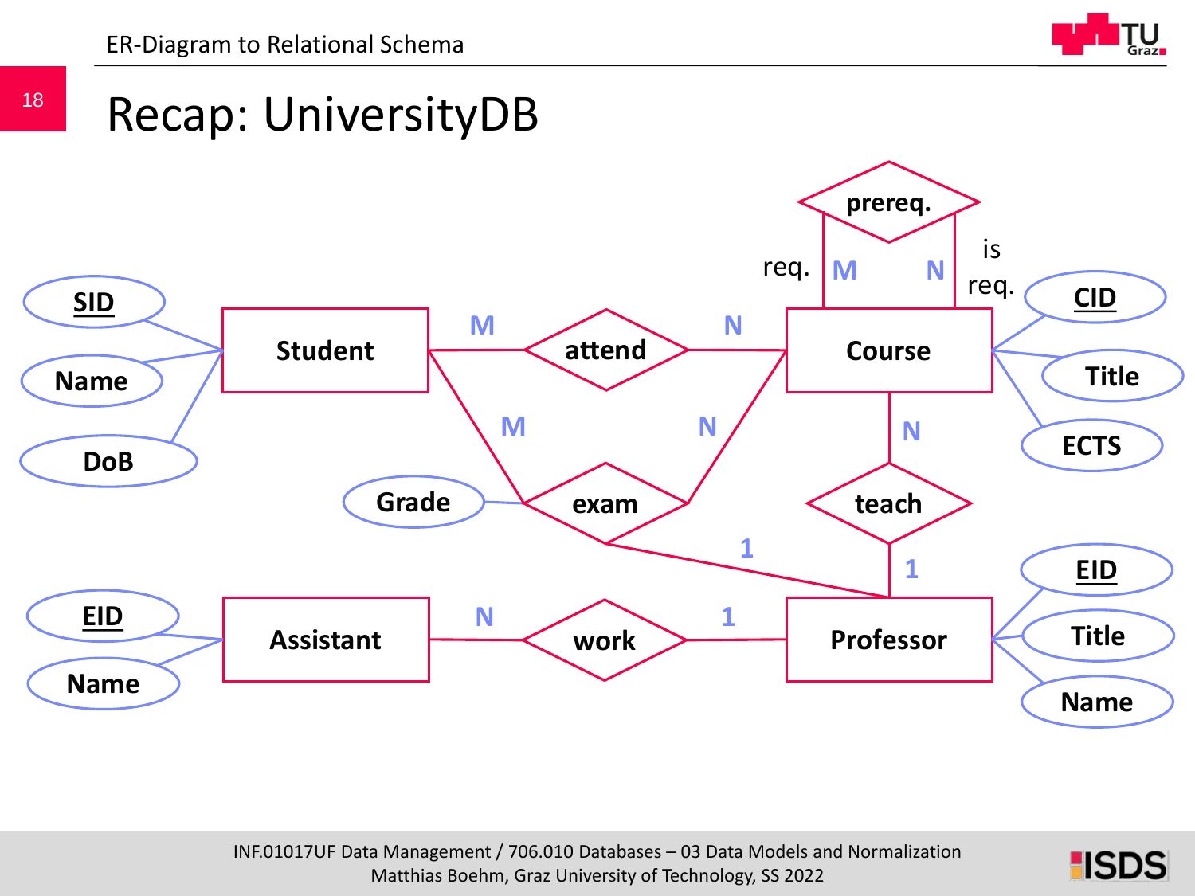# Recap: UniversityDB

Student (SID, Name, DoB)

Course (CID, Title, ECTS)

Assistant (EID, Name)

Professor (EID, Title, Name)

- Student — attend — Course (M : N)
- Student — exam (Grade) — Course (M : N), exam — Professor (1)
- Course — prereq. — Course (req. M : is req. N)
- Course — teach — Professor (N : 1)
- Assistant — work — Professor (N : 1)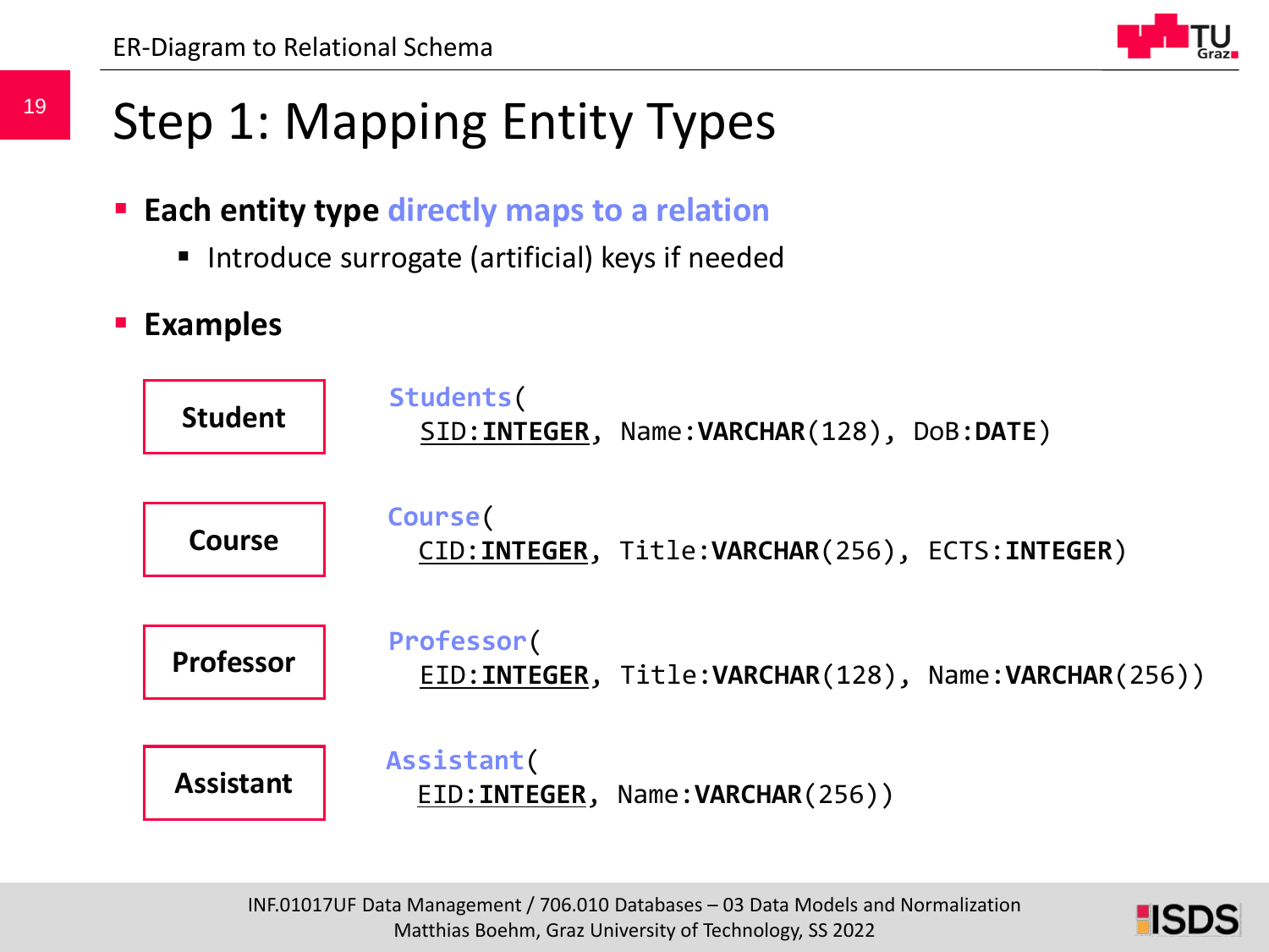# Step 1: Mapping Entity Types

- **Each entity type directly maps to a relation**
  - Introduce surrogate (artificial) keys if needed
- **Examples**

**Student**

```
Students(
  SID:INTEGER, Name:VARCHAR(128), DoB:DATE)
```

**Course**

```
Course(
  CID:INTEGER, Title:VARCHAR(256), ECTS:INTEGER)
```

**Professor**

```
Professor(
  EID:INTEGER, Title:VARCHAR(128), Name:VARCHAR(256))
```

**Assistant**

```
Assistant(
  EID:INTEGER, Name:VARCHAR(256))
```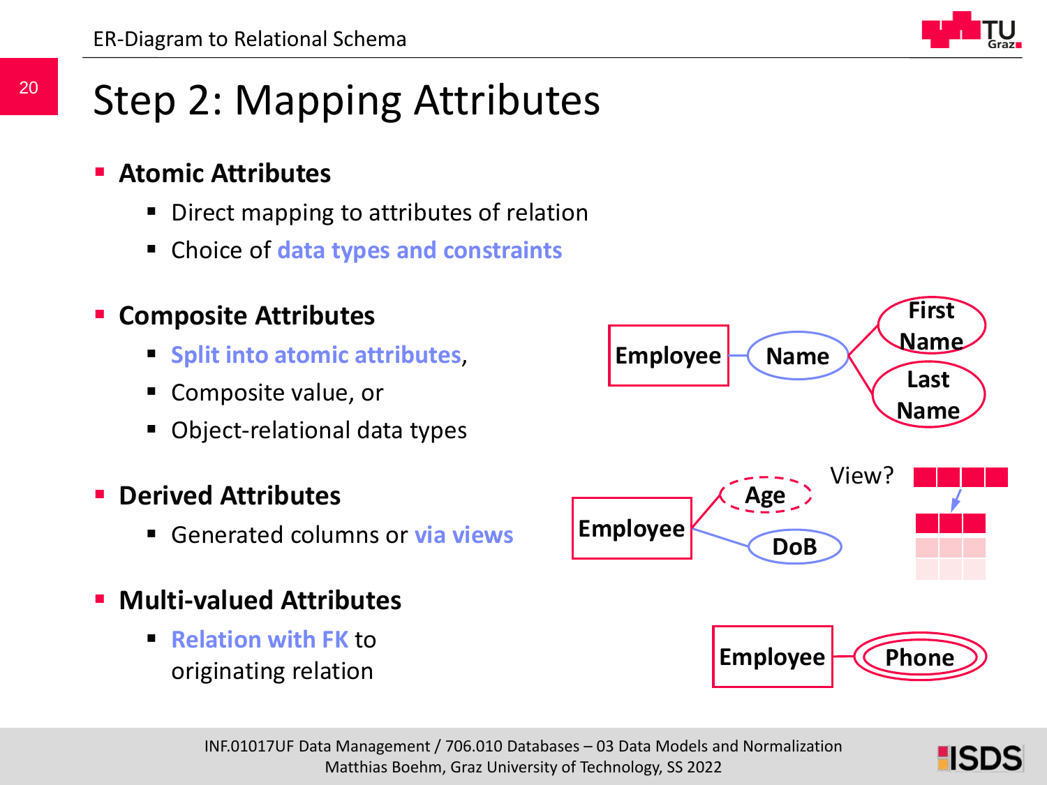# Step 2: Mapping Attributes

- **Atomic Attributes**
  - Direct mapping to attributes of relation
  - Choice of data types and constraints
- **Composite Attributes**
  - Split into atomic attributes,
  - Composite value, or
  - Object-relational data types
- **Derived Attributes**
  - Generated columns or via views
- **Multi-valued Attributes**
  - Relation with FK to originating relation

Employee — Name — First Name, Last Name

Employee — Age, DoB

View?

Employee — Phone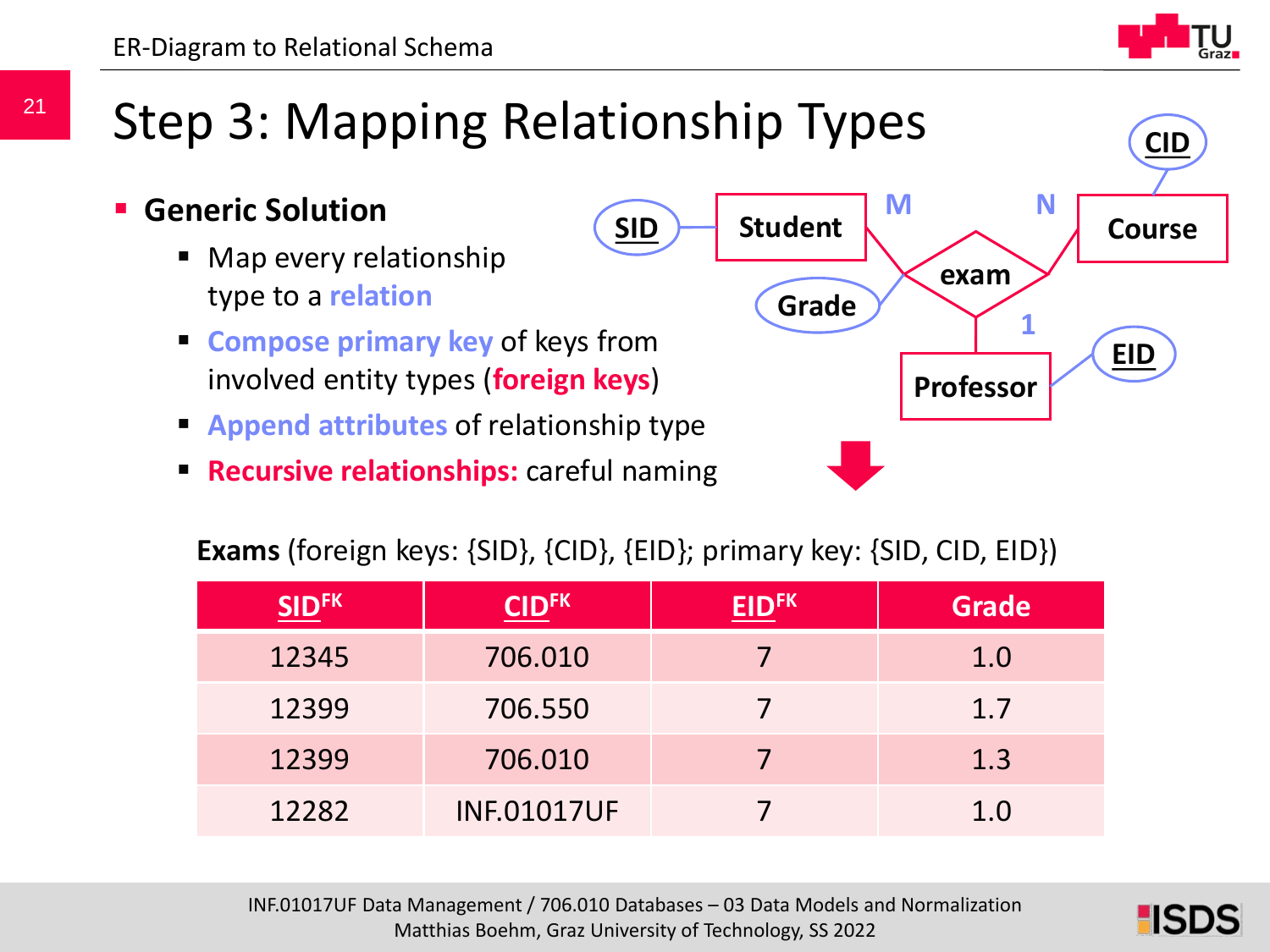# Step 3: Mapping Relationship Types

- **Generic Solution**
  - Map every relationship type to a **relation**
  - **Compose primary key** of keys from involved entity types (**foreign keys**)
  - **Append attributes** of relationship type
  - **Recursive relationships:** careful naming

**Exams** (foreign keys: {SID}, {CID}, {EID}; primary key: {SID, CID, EID})

| SID[FK] | CID[FK] | EID[FK] | Grade |
|---|---|---|---|
| 12345 | 706.010 | 7 | 1.0 |
| 12399 | 706.550 | 7 | 1.7 |
| 12399 | 706.010 | 7 | 1.3 |
| 12282 | INF.01017UF | 7 | 1.0 |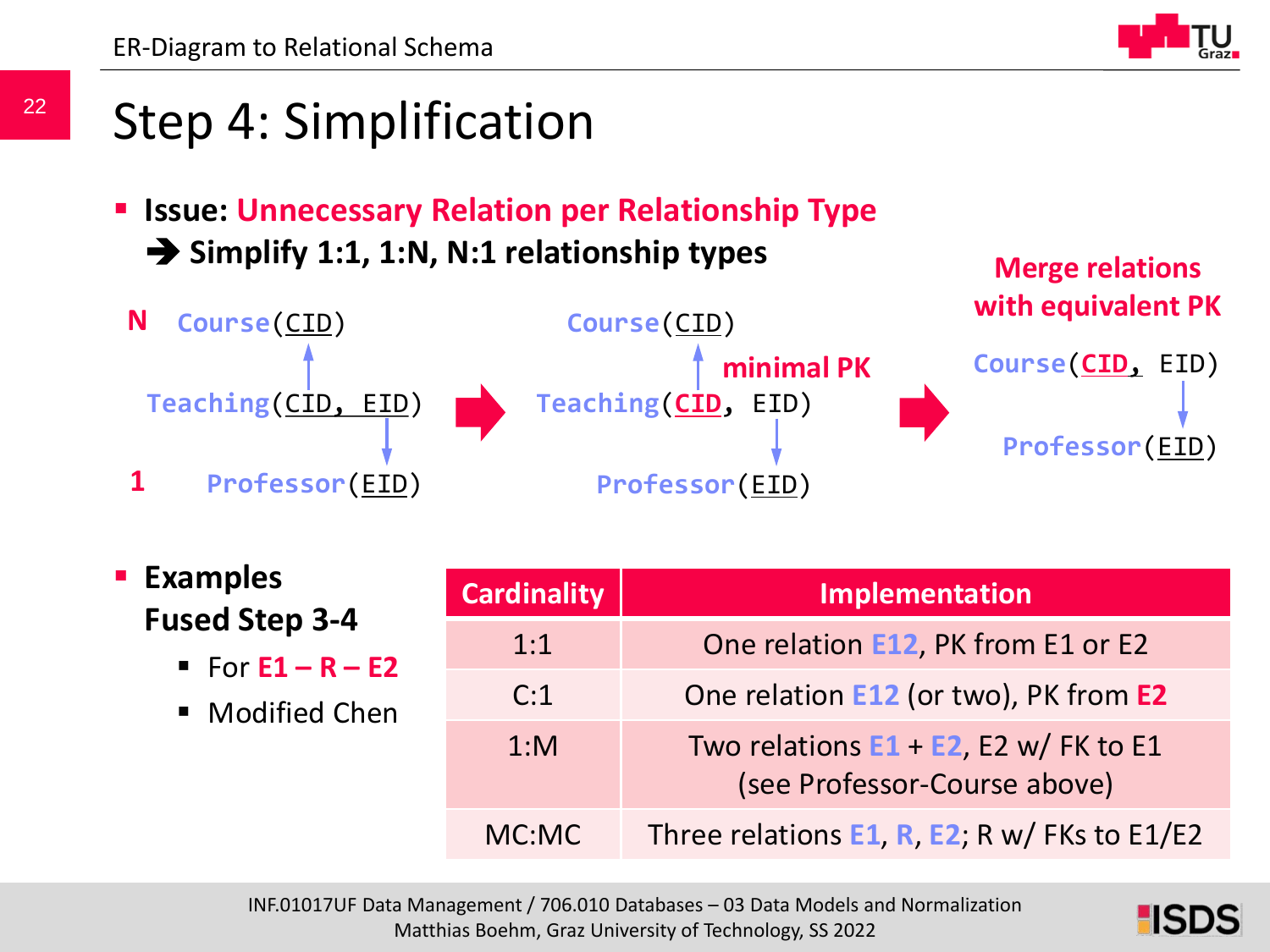# Step 4: Simplification

- **Issue: Unnecessary Relation per Relationship Type**
  ➔ **Simplify 1:1, 1:N, N:1 relationship types**

```
N   Course(CID)                    Course(CID)                    Merge relations
         ↑                               ↑      minimal PK        with equivalent PK
    Teaching(CID, EID)    ➔     Teaching(CID, EID)        ➔     Course(CID, EID)
                   ↓                           ↓                            ↓
1      Professor(EID)               Professor(EID)                  Professor(EID)
```

- **Examples Fused Step 3-4**
  - For **E1 – R – E2**
  - Modified Chen

| Cardinality | Implementation |
|---|---|
| 1:1 | One relation E12, PK from E1 or E2 |
| C:1 | One relation E12 (or two), PK from E2 |
| 1:M | Two relations E1 + E2, E2 w/ FK to E1 (see Professor-Course above) |
| MC:MC | Three relations E1, R, E2; R w/ FKs to E1/E2 |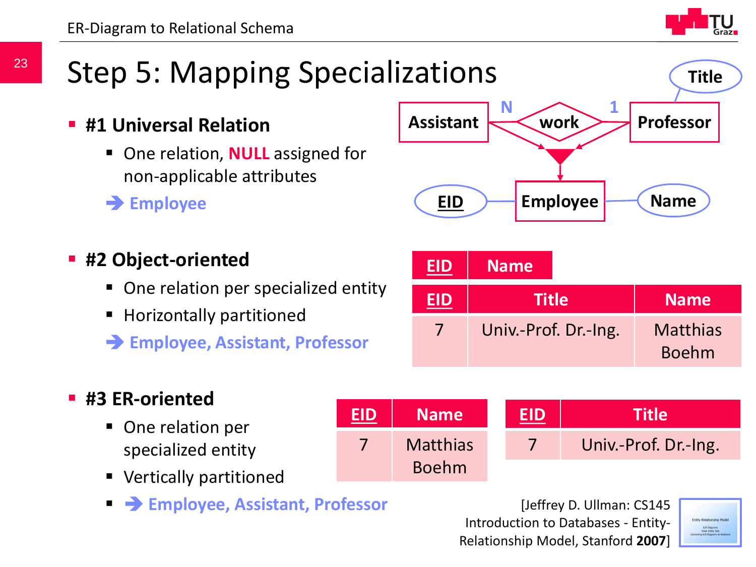# Step 5: Mapping Specializations

- **#1 Universal Relation**
  - One relation, **NULL** assigned for non-applicable attributes
  - ➔ **Employee**

- **#2 Object-oriented**
  - One relation per specialized entity
  - Horizontally partitioned
  - ➔ **Employee, Assistant, Professor**

| EID | Name |
|---|---|

| EID | Title | Name |
|---|---|---|
| 7 | Univ.-Prof. Dr.-Ing. | Matthias Boehm |

- **#3 ER-oriented**
  - One relation per specialized entity
  - Vertically partitioned
  - ➔ **Employee, Assistant, Professor**

| EID | Name |
|---|---|
| 7 | Matthias Boehm |

| EID | Title |
|---|---|
| 7 | Univ.-Prof. Dr.-Ing. |

[Jeffrey D. Ullman: CS145 Introduction to Databases - Entity-Relationship Model, Stanford **2007**]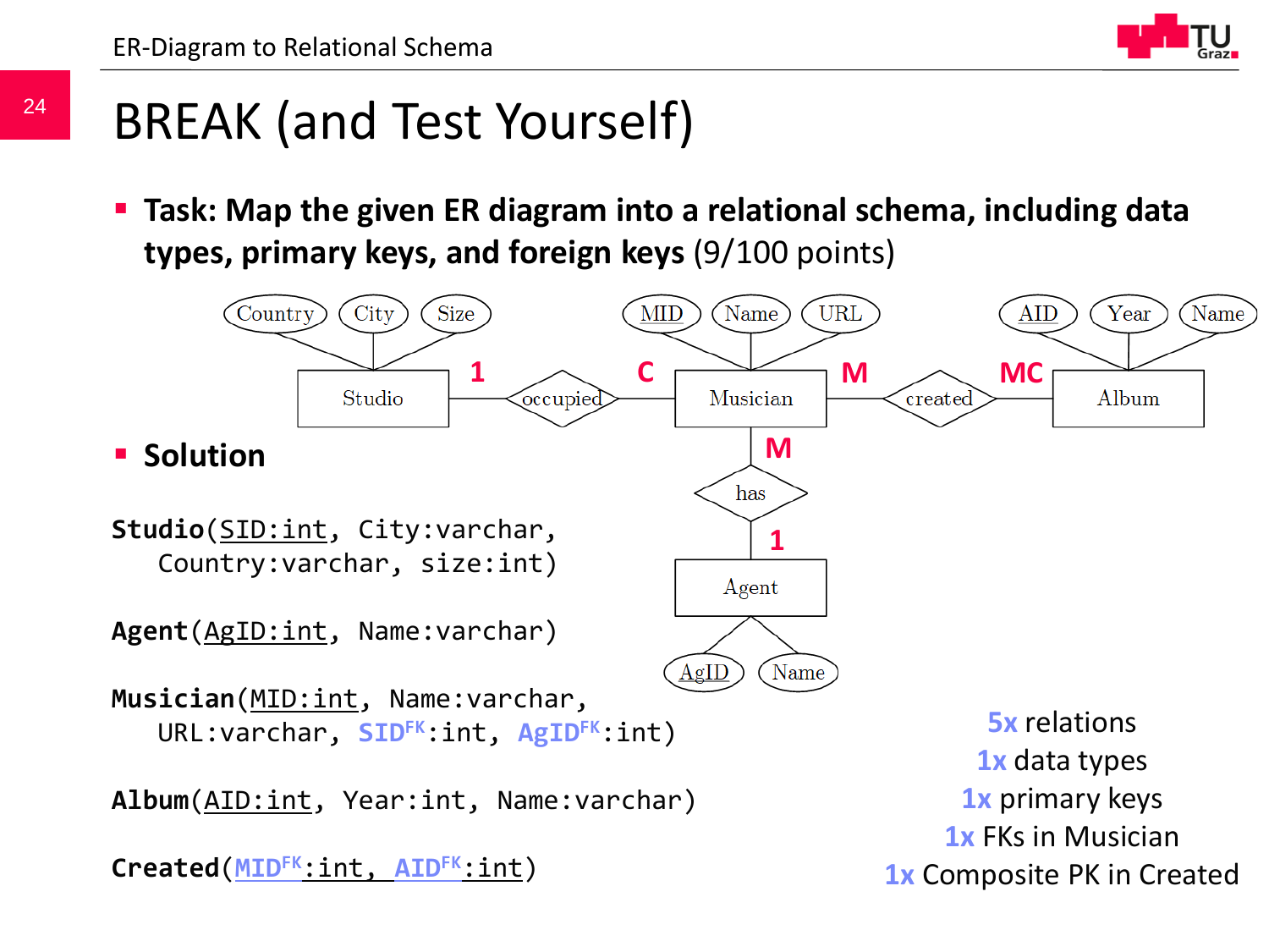# BREAK (and Test Yourself)

- **Task: Map the given ER diagram into a relational schema, including data types, primary keys, and foreign keys** (9/100 points)

Country, City, Size — Studio — 1 — occupied — C — Musician (MID, Name, URL) — M — created — MC — Album (AID, Year, Name)

Musician — M — has — 1 — Agent (AgID, Name)

- **Solution**

**Studio**(<u>SID:int</u>, City:varchar, Country:varchar, size:int)

**Agent**(<u>AgID:int</u>, Name:varchar)

**Musician**(<u>MID:int</u>, Name:varchar, URL:varchar, SID[FK]:int, AgID[FK]:int)

**Album**(<u>AID:int</u>, Year:int, Name:varchar)

**Created**(<u>MID[FK]:int, AID[FK]:int</u>)

5x relations
1x data types
1x primary keys
1x FKs in Musician
1x Composite PK in Created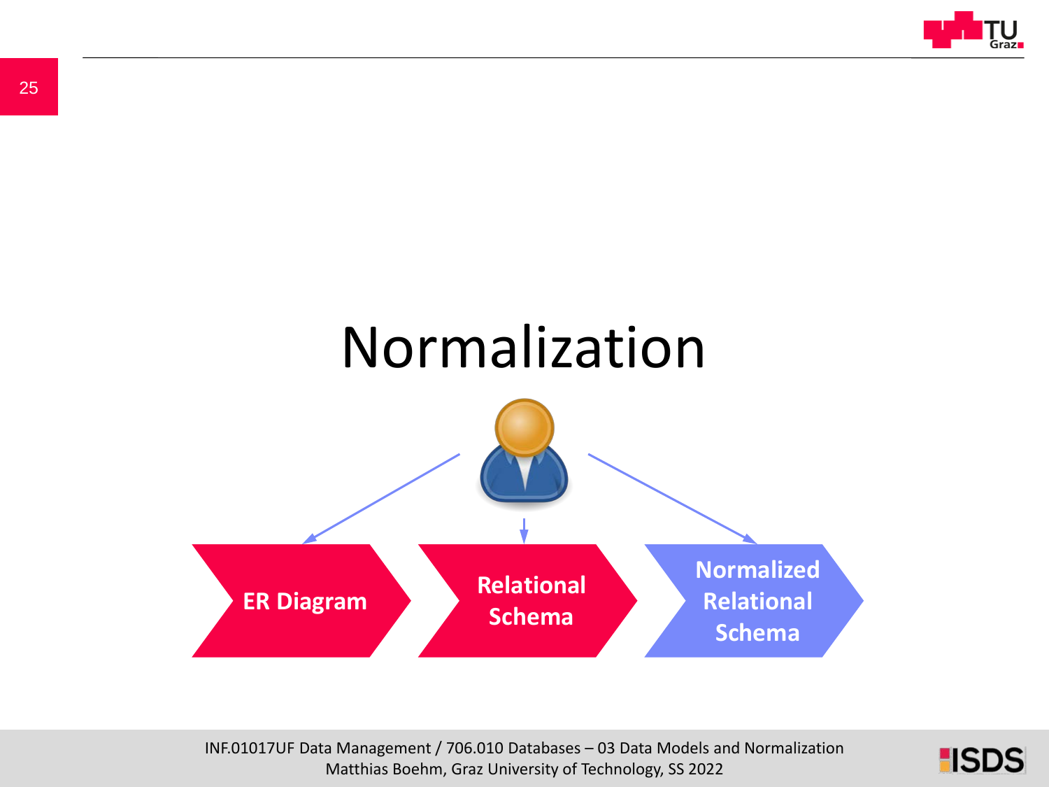# Normalization

ER Diagram → Relational Schema → Normalized Relational Schema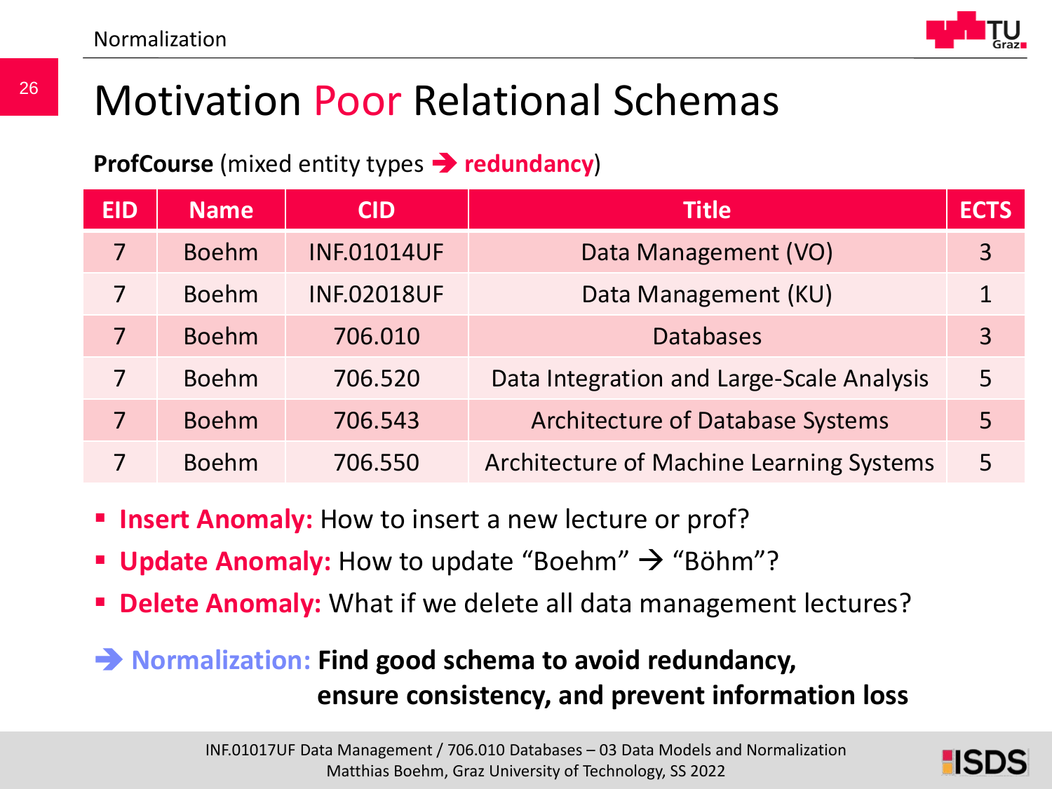# Motivation Poor Relational Schemas

**ProfCourse** (mixed entity types → **redundancy**)

| EID | Name | CID | Title | ECTS |
|---|---|---|---|---|
| 7 | Boehm | INF.01014UF | Data Management (VO) | 3 |
| 7 | Boehm | INF.02018UF | Data Management (KU) | 1 |
| 7 | Boehm | 706.010 | Databases | 3 |
| 7 | Boehm | 706.520 | Data Integration and Large-Scale Analysis | 5 |
| 7 | Boehm | 706.543 | Architecture of Database Systems | 5 |
| 7 | Boehm | 706.550 | Architecture of Machine Learning Systems | 5 |

- **Insert Anomaly:** How to insert a new lecture or prof?
- **Update Anomaly:** How to update "Boehm" → "Böhm"?
- **Delete Anomaly:** What if we delete all data management lectures?

→ **Normalization:** **Find good schema to avoid redundancy, ensure consistency, and prevent information loss**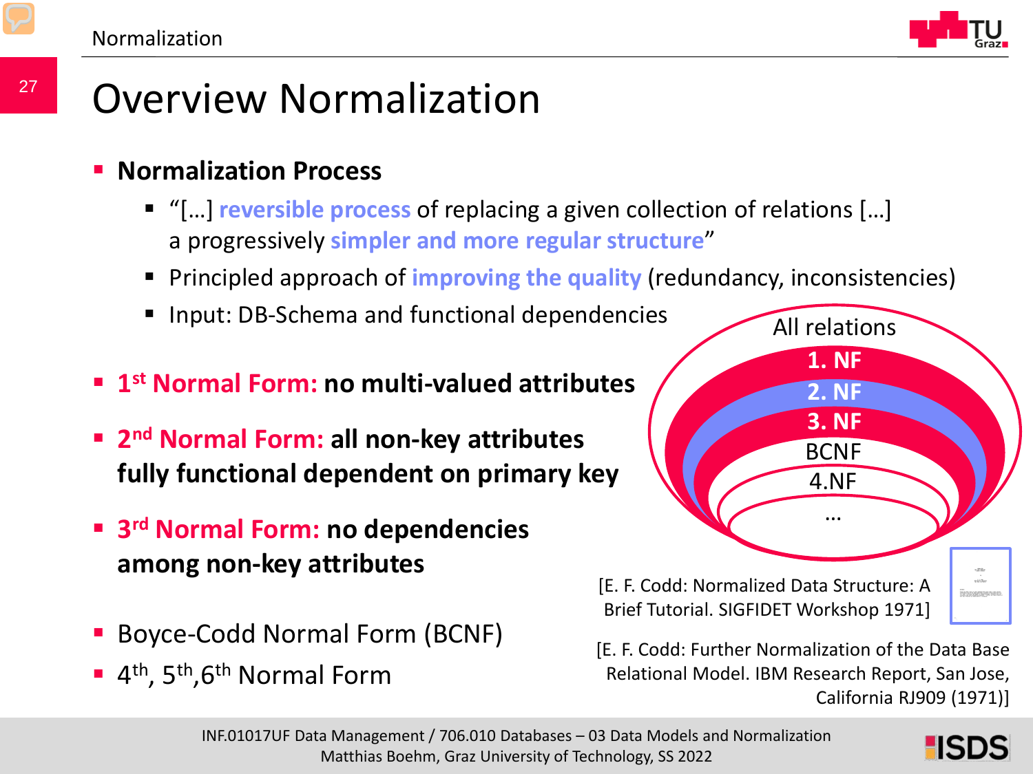# Overview Normalization

- **Normalization Process**
  - "[…] **reversible process** of replacing a given collection of relations […] a progressively **simpler and more regular structure**"
  - Principled approach of **improving the quality** (redundancy, inconsistencies)
  - Input: DB-Schema and functional dependencies
- **1st Normal Form: no multi-valued attributes**
- **2nd Normal Form: all non-key attributes fully functional dependent on primary key**
- **3rd Normal Form: no dependencies among non-key attributes**
- Boyce-Codd Normal Form (BCNF)
- 4th, 5th, 6th Normal Form

All relations
1. NF
2. NF
3. NF
BCNF
4.NF
…

[E. F. Codd: Normalized Data Structure: A Brief Tutorial. SIGFIDET Workshop 1971]

[E. F. Codd: Further Normalization of the Data Base Relational Model. IBM Research Report, San Jose, California RJ909 (1971)]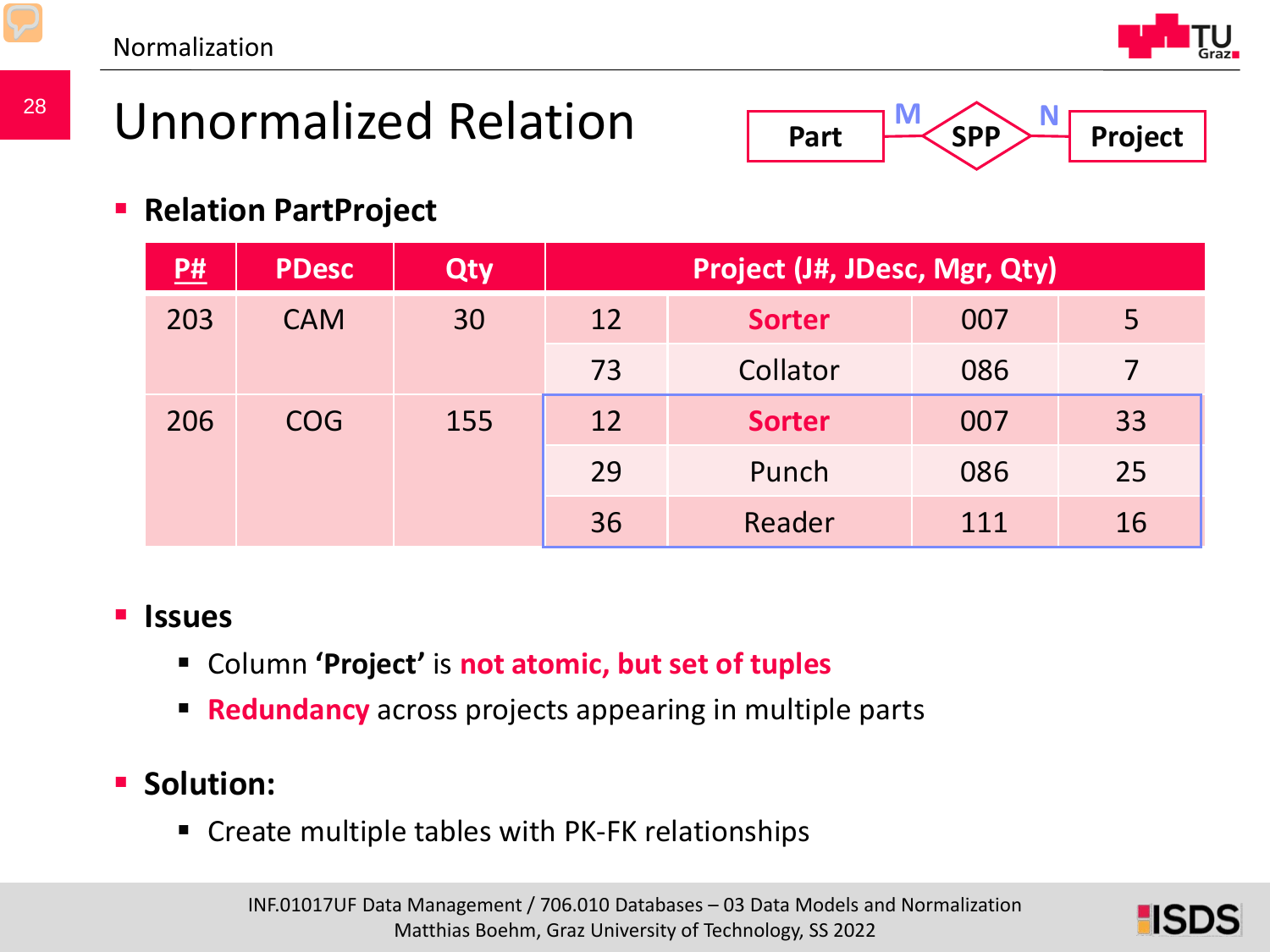# Unnormalized Relation

Part —M— SPP —N— Project

- **Relation PartProject**

| P# | PDesc | Qty | Project (J#, JDesc, Mgr, Qty) | | | |
|---|---|---|---|---|---|---|
| 203 | CAM | 30 | 12 | Sorter | 007 | 5 |
| | | | 73 | Collator | 086 | 7 |
| 206 | COG | 155 | 12 | Sorter | 007 | 33 |
| | | | 29 | Punch | 086 | 25 |
| | | | 36 | Reader | 111 | 16 |

- **Issues**
  - Column **'Project'** is **not atomic, but set of tuples**
  - **Redundancy** across projects appearing in multiple parts
- **Solution:**
  - Create multiple tables with PK-FK relationships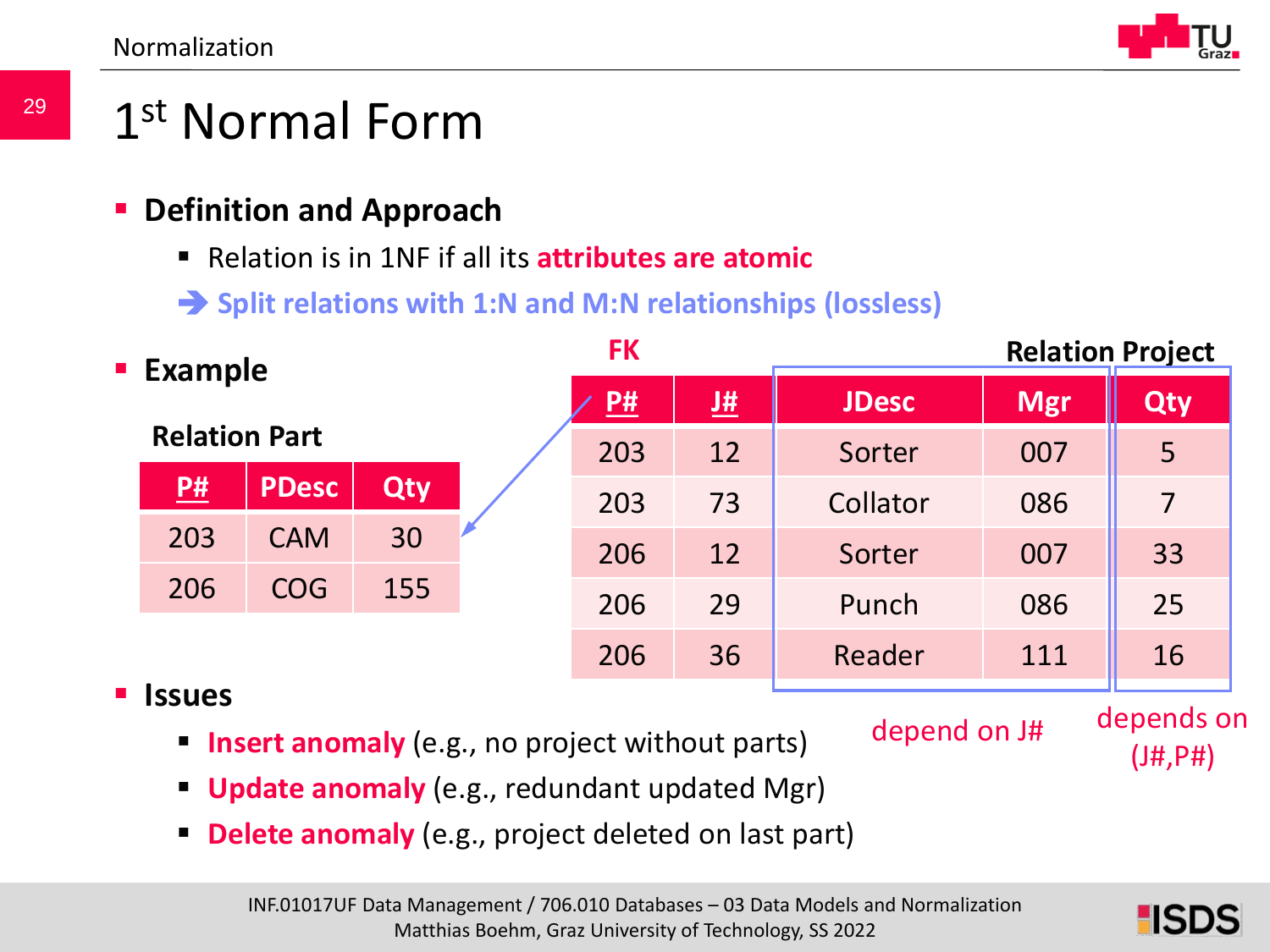# 1st Normal Form

- **Definition and Approach**
  - Relation is in 1NF if all its **attributes are atomic**
  - ➔ **Split relations with 1:N and M:N relationships (lossless)**

- **Example**

**Relation Part**

| P# | PDesc | Qty |
|---|---|---|
| 203 | CAM | 30 |
| 206 | COG | 155 |

FK

**Relation Project**

| P# | J# | JDesc | Mgr | Qty |
|---|---|---|---|---|
| 203 | 12 | Sorter | 007 | 5 |
| 203 | 73 | Collator | 086 | 7 |
| 206 | 12 | Sorter | 007 | 33 |
| 206 | 29 | Punch | 086 | 25 |
| 206 | 36 | Reader | 111 | 16 |

depend on J# (JDesc, Mgr)

depends on (J#,P#) (Qty)

- **Issues**
  - **Insert anomaly** (e.g., no project without parts)
  - **Update anomaly** (e.g., redundant updated Mgr)
  - **Delete anomaly** (e.g., project deleted on last part)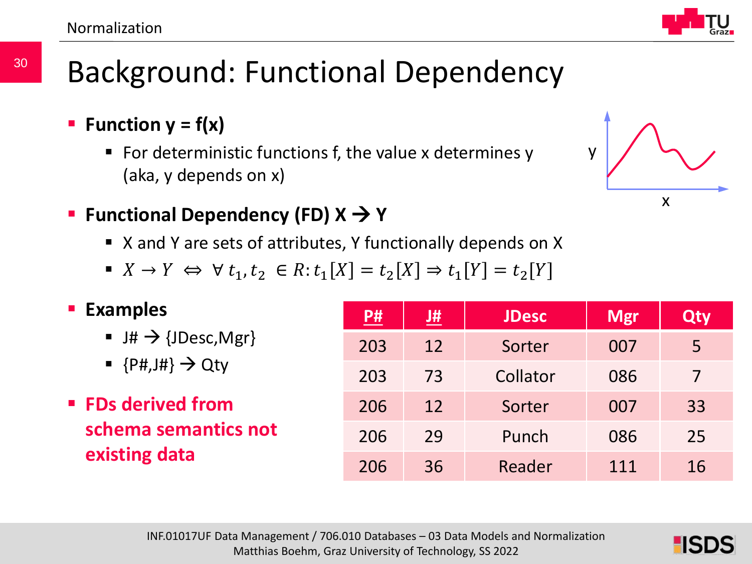# Background: Functional Dependency

- **Function y = f(x)**
  - For deterministic functions f, the value x determines y (aka, y depends on x)

- **Functional Dependency (FD) X → Y**
  - X and Y are sets of attributes, Y functionally depends on X
  - $X \rightarrow Y \;\Leftrightarrow\; \forall\, t_1, t_2 \in R : t_1[X] = t_2[X] \Rightarrow t_1[Y] = t_2[Y]$

- **Examples**
  - J# → {JDesc,Mgr}
  - {P#,J#} → Qty

- **FDs derived from schema semantics not existing data**

| P# | J# | JDesc | Mgr | Qty |
|---|---|---|---|---|
| 203 | 12 | Sorter | 007 | 5 |
| 203 | 73 | Collator | 086 | 7 |
| 206 | 12 | Sorter | 007 | 33 |
| 206 | 29 | Punch | 086 | 25 |
| 206 | 36 | Reader | 111 | 16 |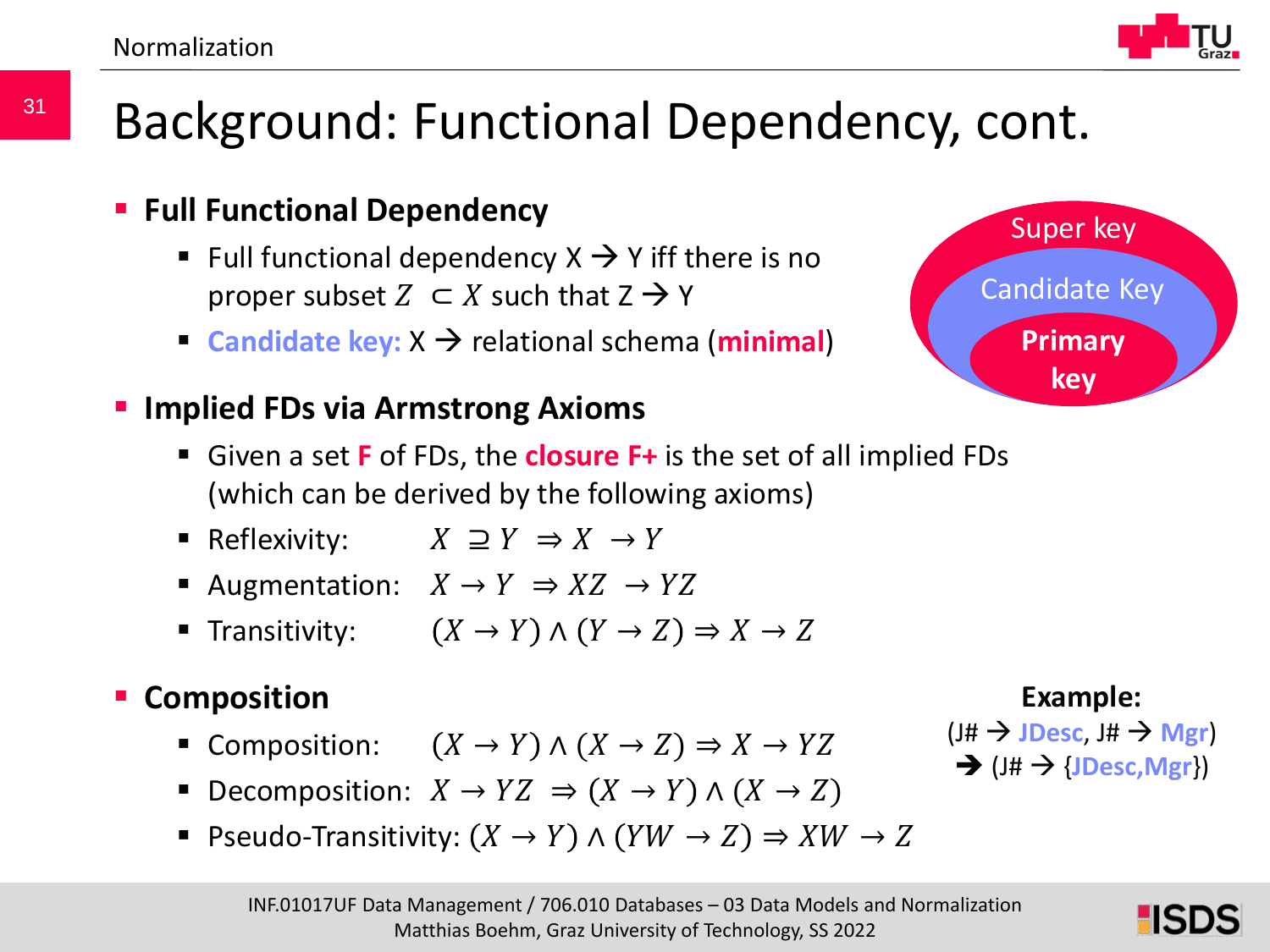# Background: Functional Dependency, cont.

- **Full Functional Dependency**
  - Full functional dependency X → Y iff there is no proper subset $Z \subset X$ such that Z → Y
  - **Candidate key:** X → relational schema (**minimal**)

Super key

Candidate Key

**Primary key**

- **Implied FDs via Armstrong Axioms**
  - Given a set **F** of FDs, the **closure F+** is the set of all implied FDs (which can be derived by the following axioms)
  - Reflexivity: $X \supseteq Y \Rightarrow X \rightarrow Y$
  - Augmentation: $X \rightarrow Y \Rightarrow XZ \rightarrow YZ$
  - Transitivity: $(X \rightarrow Y) \wedge (Y \rightarrow Z) \Rightarrow X \rightarrow Z$

- **Composition**
  - Composition: $(X \rightarrow Y) \wedge (X \rightarrow Z) \Rightarrow X \rightarrow YZ$
  - Decomposition: $X \rightarrow YZ \Rightarrow (X \rightarrow Y) \wedge (X \rightarrow Z)$
  - Pseudo-Transitivity: $(X \rightarrow Y) \wedge (YW \rightarrow Z) \Rightarrow XW \rightarrow Z$

**Example:**
(J# → JDesc, J# → Mgr)
→ (J# → {JDesc,Mgr})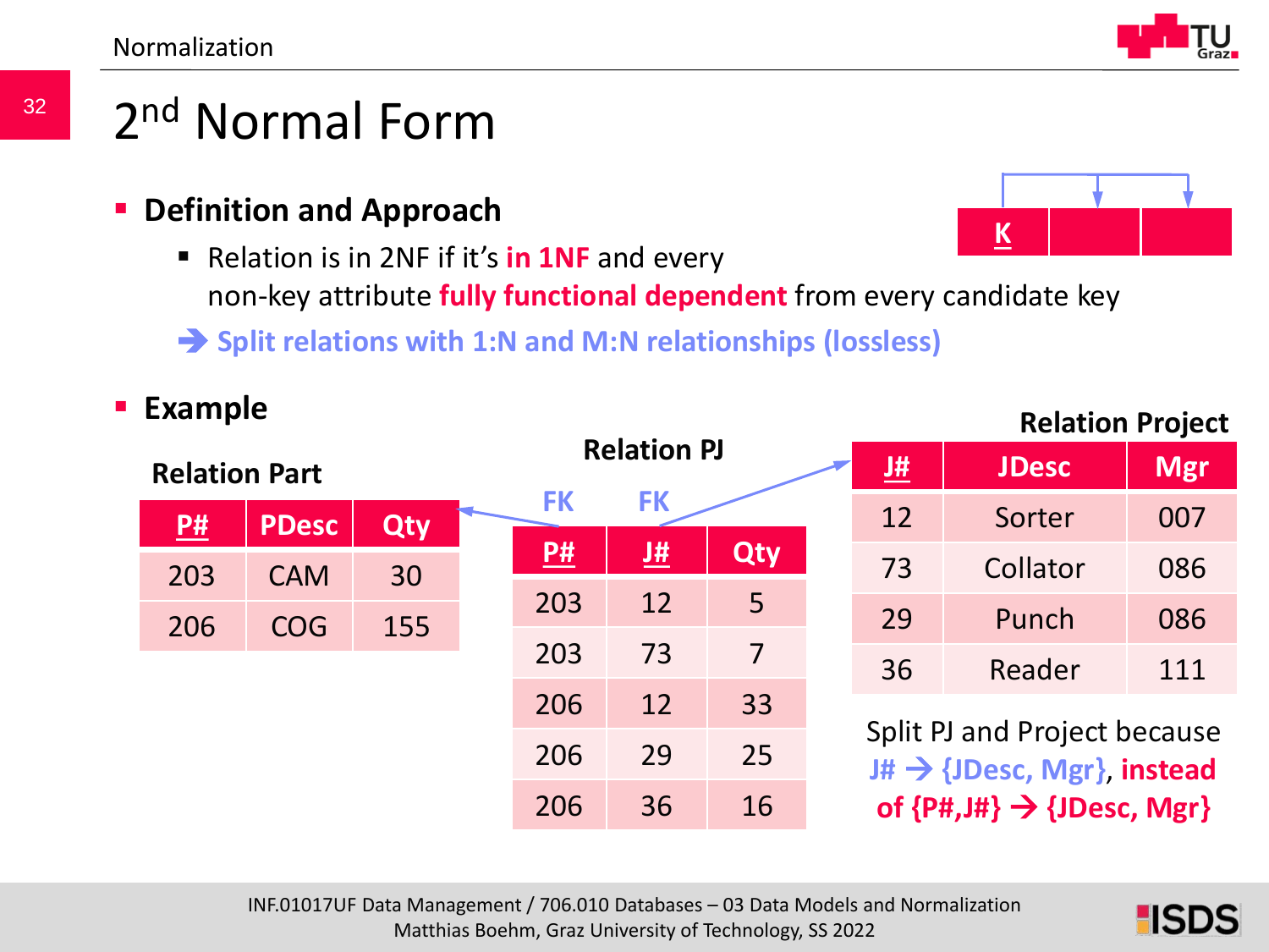# 2nd Normal Form

- **Definition and Approach**
  - Relation is in 2NF if it's **in 1NF** and every non-key attribute **fully functional dependent** from every candidate key

  → **Split relations with 1:N and M:N relationships (lossless)**

- **Example**

**Relation Part**

| P# | PDesc | Qty |
|---|---|---|
| 203 | CAM | 30 |
| 206 | COG | 155 |

**Relation PJ**

| P# (FK) | J# (FK) | Qty |
|---|---|---|
| 203 | 12 | 5 |
| 203 | 73 | 7 |
| 206 | 12 | 33 |
| 206 | 29 | 25 |
| 206 | 36 | 16 |

**Relation Project**

| J# | JDesc | Mgr |
|---|---|---|
| 12 | Sorter | 007 |
| 73 | Collator | 086 |
| 29 | Punch | 086 |
| 36 | Reader | 111 |

Split PJ and Project because **J# → {JDesc, Mgr}**, **instead of {P#,J#} → {JDesc, Mgr}**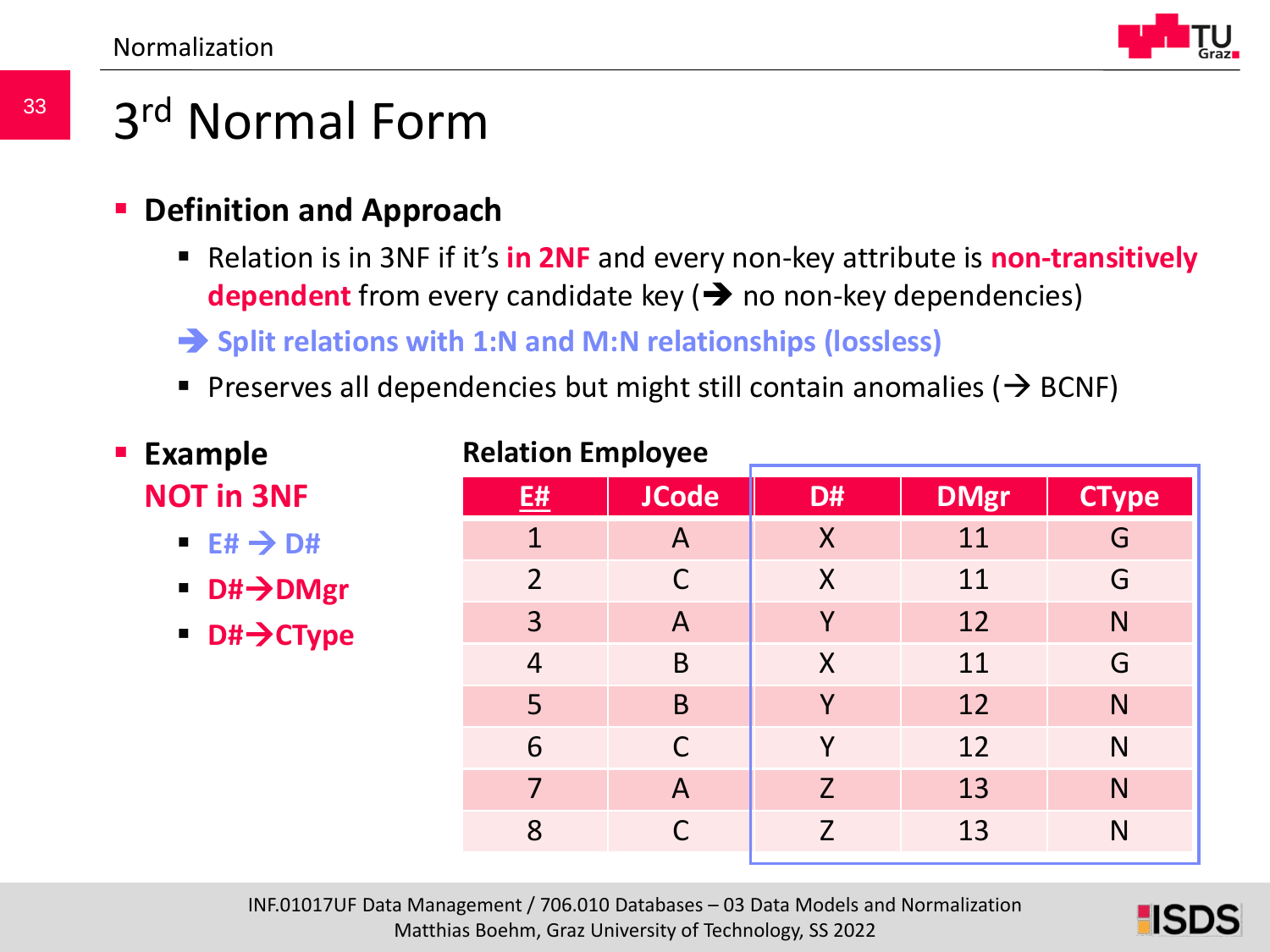# 3rd Normal Form

- **Definition and Approach**
  - Relation is in 3NF if it's **in 2NF** and every non-key attribute is **non-transitively dependent** from every candidate key (➔ no non-key dependencies)
  - ➔ **Split relations with 1:N and M:N relationships (lossless)**
  - Preserves all dependencies but might still contain anomalies (→ BCNF)

- **Example**
  **NOT in 3NF**
  - **E# → D#**
  - **D#→DMgr**
  - **D#→CType**

**Relation Employee**

| <u>E#</u> | JCode | D# | DMgr | CType |
|---|---|---|---|---|
| 1 | A | X | 11 | G |
| 2 | C | X | 11 | G |
| 3 | A | Y | 12 | N |
| 4 | B | X | 11 | G |
| 5 | B | Y | 12 | N |
| 6 | C | Y | 12 | N |
| 7 | A | Z | 13 | N |
| 8 | C | Z | 13 | N |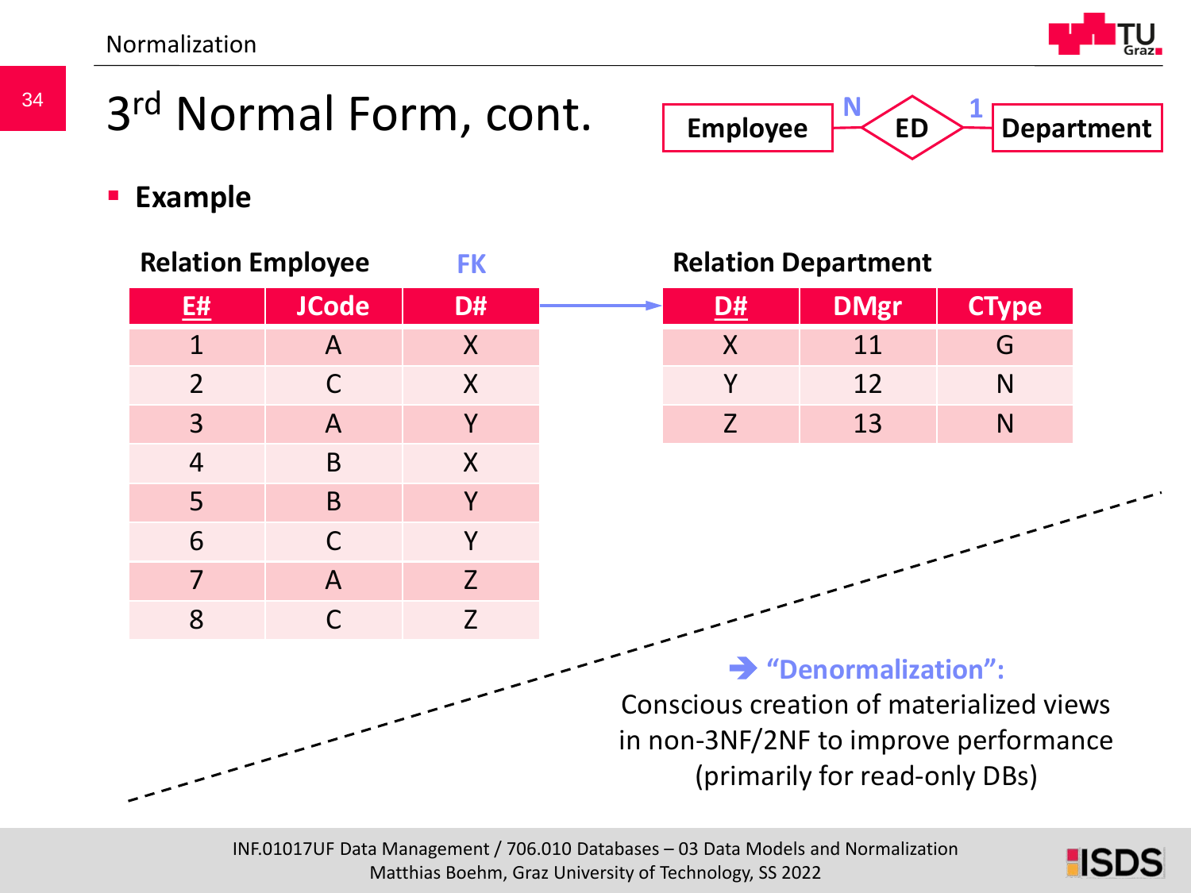# 3rd Normal Form, cont.

Employee — N — ED — 1 — Department

- **Example**

**Relation Employee** (FK: D# → Department.D#)

| E# | JCode | D# |
|---|---|---|
| 1 | A | X |
| 2 | C | X |
| 3 | A | Y |
| 4 | B | X |
| 5 | B | Y |
| 6 | C | Y |
| 7 | A | Z |
| 8 | C | Z |

**Relation Department**

| D# | DMgr | CType |
|---|---|---|
| X | 11 | G |
| Y | 12 | N |
| Z | 13 | N |

➔ **"Denormalization":**
Conscious creation of materialized views in non-3NF/2NF to improve performance (primarily for read-only DBs)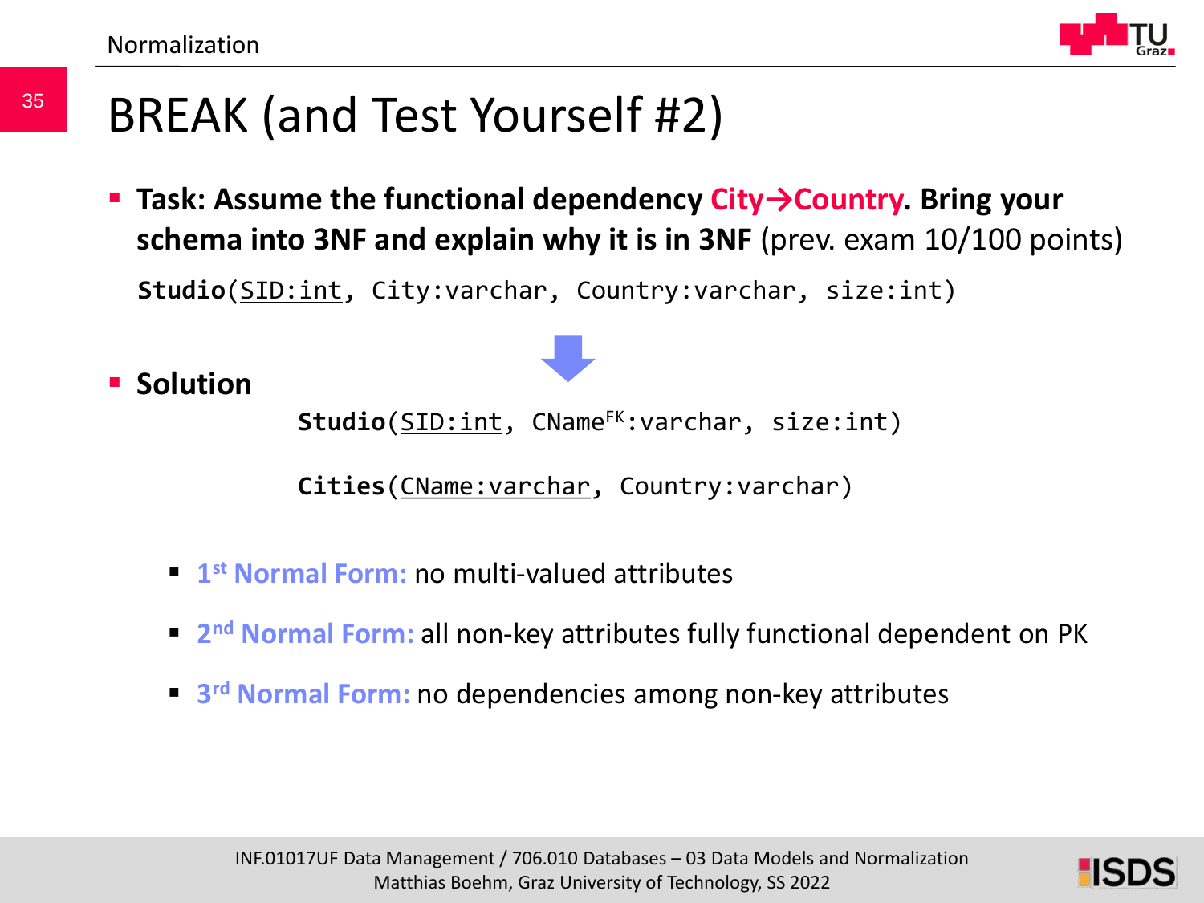# BREAK (and Test Yourself #2)

- **Task: Assume the functional dependency City→Country. Bring your schema into 3NF and explain why it is in 3NF** (prev. exam 10/100 points)

```
Studio(SID:int, City:varchar, Country:varchar, size:int)
```

- **Solution**

```
Studio(SID:int, CName^FK:varchar, size:int)

Cities(CName:varchar, Country:varchar)
```

  - **1st Normal Form:** no multi-valued attributes
  - **2nd Normal Form:** all non-key attributes fully functional dependent on PK
  - **3rd Normal Form:** no dependencies among non-key attributes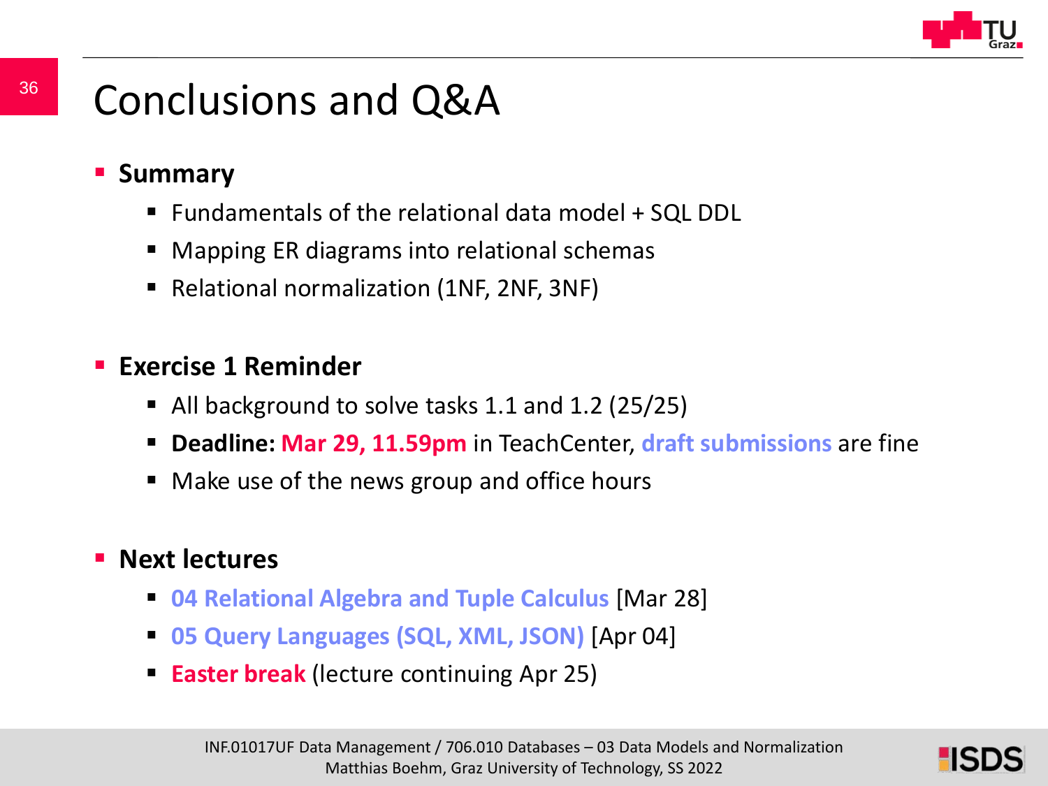# Conclusions and Q&A

- **Summary**
  - Fundamentals of the relational data model + SQL DDL
  - Mapping ER diagrams into relational schemas
  - Relational normalization (1NF, 2NF, 3NF)

- **Exercise 1 Reminder**
  - All background to solve tasks 1.1 and 1.2 (25/25)
  - **Deadline: Mar 29, 11.59pm** in TeachCenter, **draft submissions** are fine
  - Make use of the news group and office hours

- **Next lectures**
  - **04 Relational Algebra and Tuple Calculus** [Mar 28]
  - **05 Query Languages (SQL, XML, JSON)** [Apr 04]
  - **Easter break** (lecture continuing Apr 25)